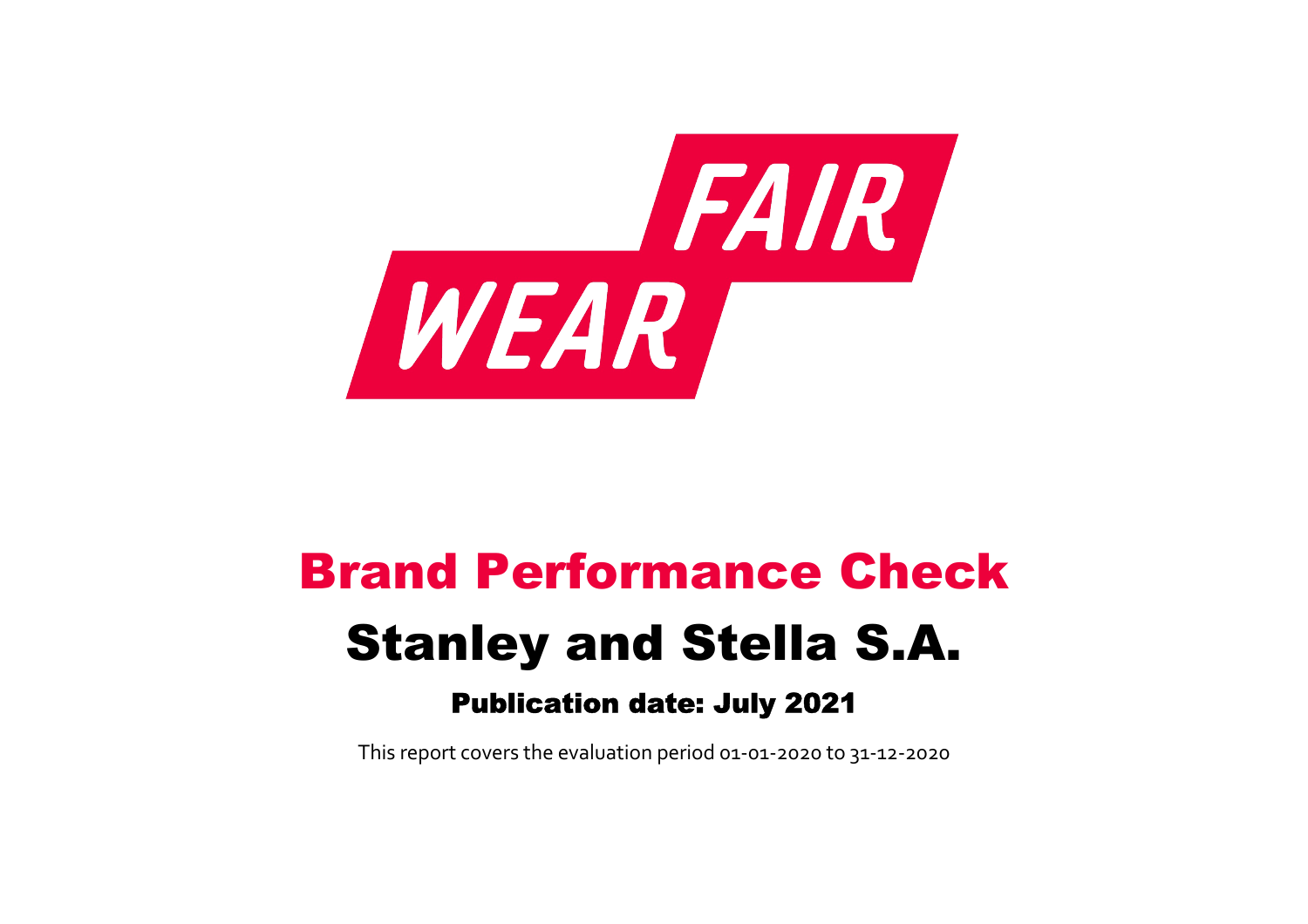FAIR WEAR

# Brand Performance Check

## Stanley and Stella S.A.

### Publication date: July 2021

This report covers the evaluation period 01-01-2020 to 31-12-2020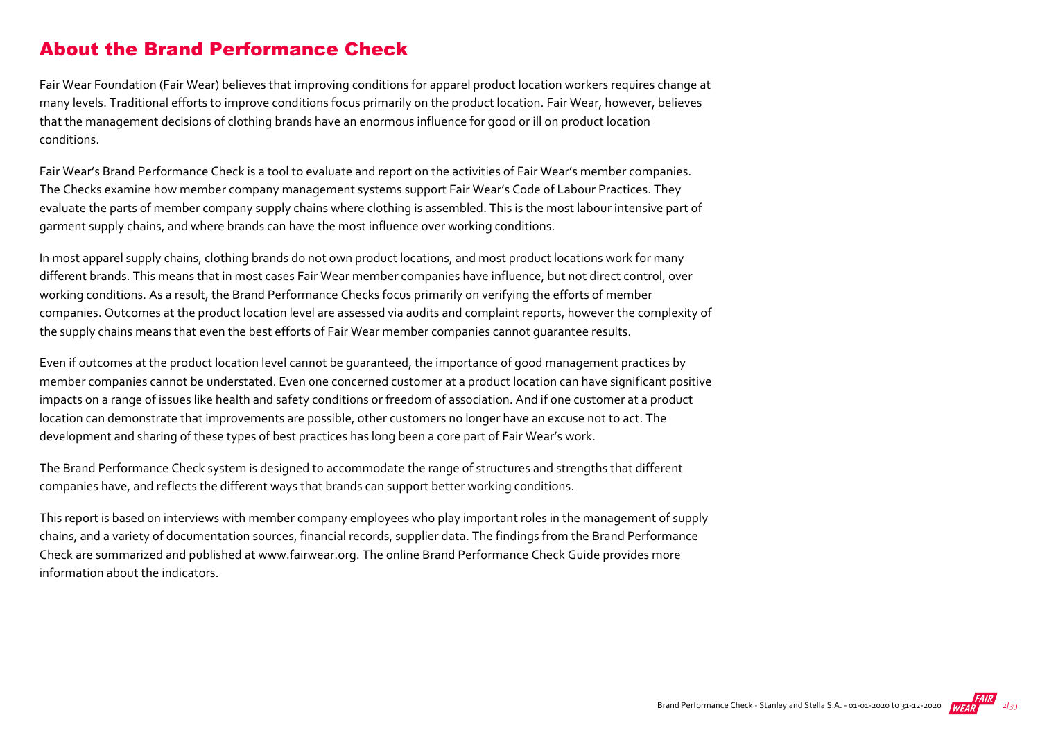# About the Brand Performance Check

Fair Wear Foundation (Fair Wear) believes that improving conditions for apparel product location workers requires change at many levels. Traditional efforts to improve conditions focus primarily on the product location. Fair Wear, however, believes that the management decisions of clothing brands have an enormous influence for good or ill on product location conditions.

Fair Wear's Brand Performance Check is a tool to evaluate and report on the activities of Fair Wear's member companies. The Checks examine how member company management systems support Fair Wear's Code of Labour Practices. They evaluate the parts of member company supply chains where clothing is assembled. This is the most labour intensive part of garment supply chains, and where brands can have the most influence over working conditions.

In most apparel supply chains, clothing brands do not own product locations, and most product locations work for many different brands. This means that in most cases Fair Wear member companies have influence, but not direct control, over working conditions. As a result, the Brand Performance Checks focus primarily on verifying the efforts of member companies. Outcomes at the product location level are assessed via audits and complaint reports, however the complexity of the supply chains means that even the best efforts of Fair Wear member companies cannot guarantee results.

Even if outcomes at the product location level cannot be guaranteed, the importance of good management practices by member companies cannot be understated. Even one concerned customer at a product location can have significant positive impacts on a range of issues like health and safety conditions or freedom of association. And if one customer at a product location can demonstrate that improvements are possible, other customers no longer have an excuse not to act. The development and sharing of these types of best practices has long been a core part of Fair Wear's work.

The Brand Performance Check system is designed to accommodate the range of structures and strengths that different companies have, and reflects the different ways that brands can support better working conditions.

This report is based on interviews with member company employees who play important roles in the management of supply chains, and a variety of documentation sources, financial records, supplier data. The findings from the Brand Performance Check are summarized and published at www.fairwear.org. The online Brand Performance Check Guide provides more information about the indicators.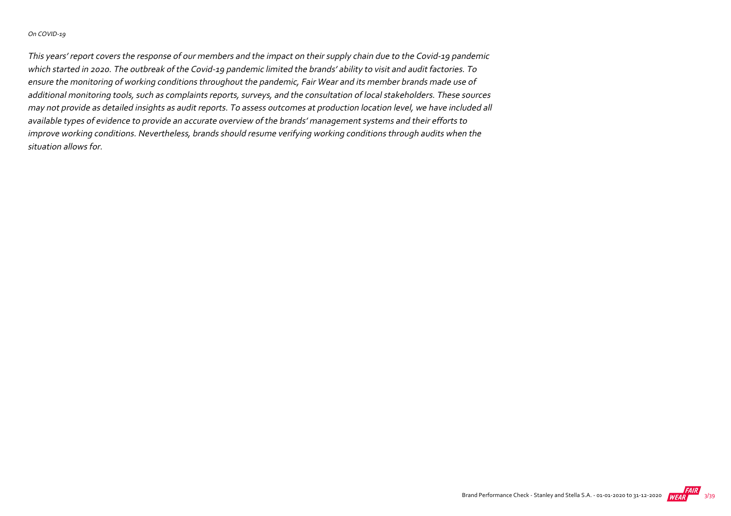*On COVID-19*

*This years' report covers the response of our members and the impact on their supply chain due to the Covid-19 pandemic which started in 2020. The outbreak of the Covid-19 pandemic limited the brands' ability to visit and audit factories. To ensure the monitoring of working conditions throughout the pandemic, Fair Wear and its member brands made use of additional monitoring tools, such as complaints reports, surveys, and the consultation of local stakeholders. These sources may not provide as detailed insights as audit reports. To assess outcomes at production location level, we have included all available types of evidence to provide an accurate overview of the brands' management systems and their efforts to improve working conditions. Nevertheless, brands should resume verifying working conditions through audits when the situation allows for.*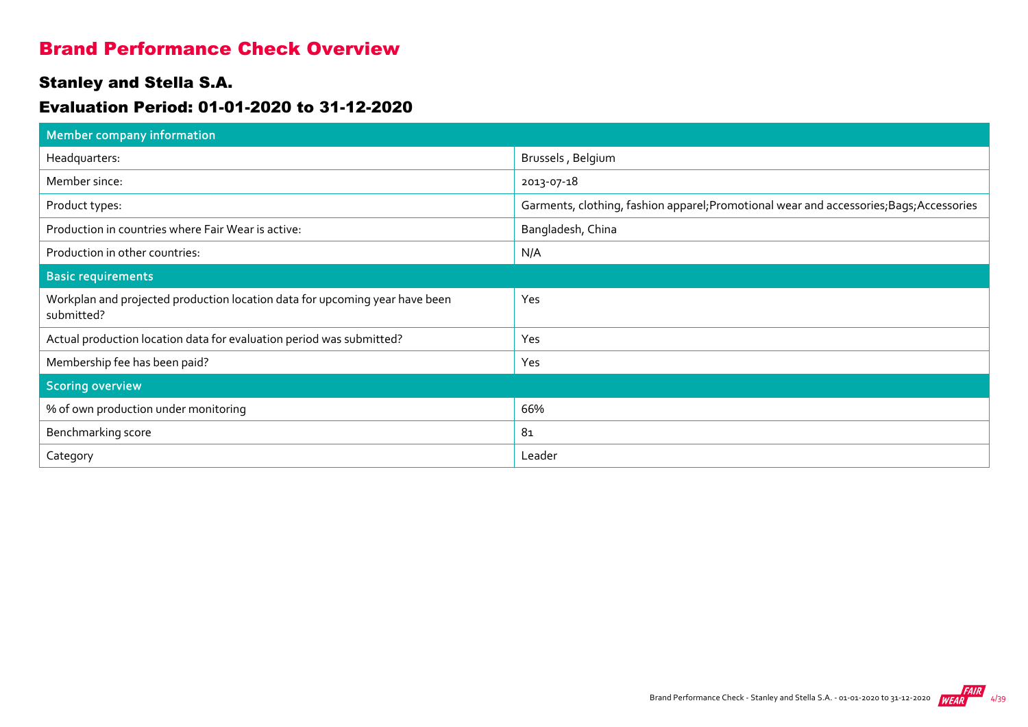# Brand Performance Check Overview

## Stanley and Stella S.A.

## Evaluation Period: 01-01-2020 to 31-12-2020

| Member company information | |
|---|---|
| Headquarters: | Brussels , Belgium |
| Member since: | 2013-07-18 |
| Product types: | Garments, clothing, fashion apparel;Promotional wear and accessories;Bags;Accessories |
| Production in countries where Fair Wear is active: | Bangladesh, China |
| Production in other countries: | N/A |
| **Basic requirements** | |
| Workplan and projected production location data for upcoming year have been submitted? | Yes |
| Actual production location data for evaluation period was submitted? | Yes |
| Membership fee has been paid? | Yes |
| **Scoring overview** | |
| % of own production under monitoring | 66% |
| Benchmarking score | 81 |
| Category | Leader |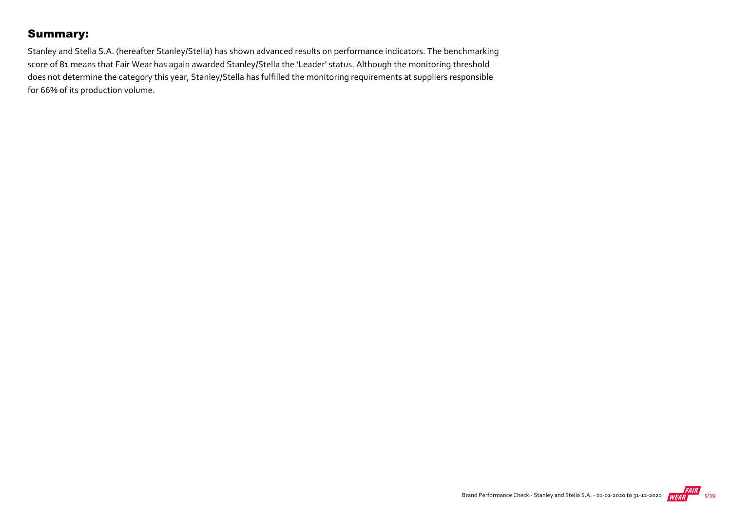## Summary:

Stanley and Stella S.A. (hereafter Stanley/Stella) has shown advanced results on performance indicators. The benchmarking score of 81 means that Fair Wear has again awarded Stanley/Stella the 'Leader' status. Although the monitoring threshold does not determine the category this year, Stanley/Stella has fulfilled the monitoring requirements at suppliers responsible for 66% of its production volume.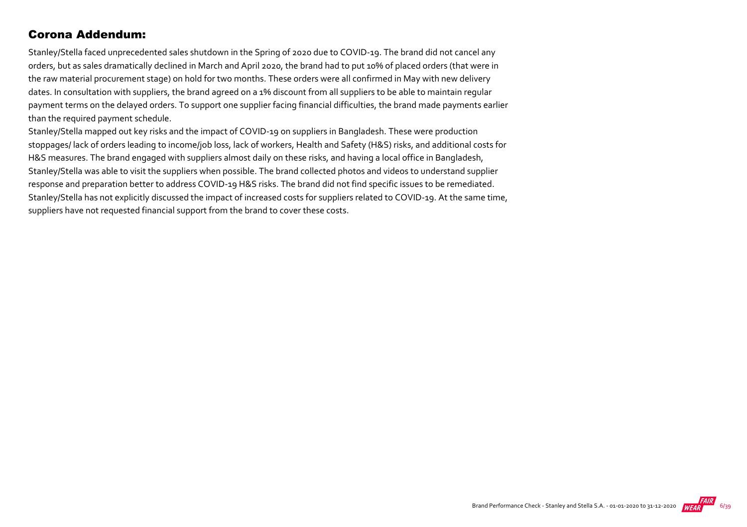## Corona Addendum:

Stanley/Stella faced unprecedented sales shutdown in the Spring of 2020 due to COVID-19. The brand did not cancel any orders, but as sales dramatically declined in March and April 2020, the brand had to put 10% of placed orders (that were in the raw material procurement stage) on hold for two months. These orders were all confirmed in May with new delivery dates. In consultation with suppliers, the brand agreed on a 1% discount from all suppliers to be able to maintain regular payment terms on the delayed orders. To support one supplier facing financial difficulties, the brand made payments earlier than the required payment schedule.

Stanley/Stella mapped out key risks and the impact of COVID-19 on suppliers in Bangladesh. These were production stoppages/ lack of orders leading to income/job loss, lack of workers, Health and Safety (H&S) risks, and additional costs for H&S measures. The brand engaged with suppliers almost daily on these risks, and having a local office in Bangladesh, Stanley/Stella was able to visit the suppliers when possible. The brand collected photos and videos to understand supplier response and preparation better to address COVID-19 H&S risks. The brand did not find specific issues to be remediated. Stanley/Stella has not explicitly discussed the impact of increased costs for suppliers related to COVID-19. At the same time, suppliers have not requested financial support from the brand to cover these costs.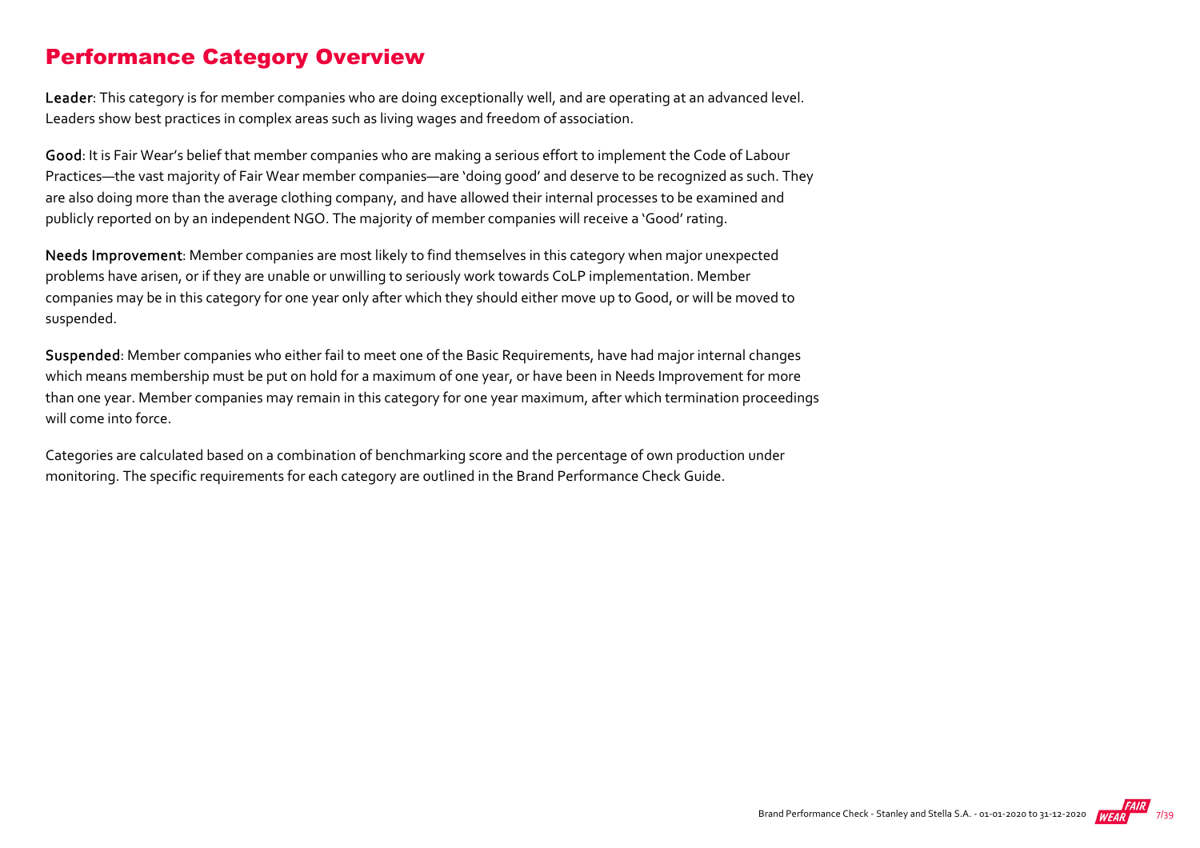# Performance Category Overview

**Leader**: This category is for member companies who are doing exceptionally well, and are operating at an advanced level. Leaders show best practices in complex areas such as living wages and freedom of association.

**Good**: It is Fair Wear's belief that member companies who are making a serious effort to implement the Code of Labour Practices—the vast majority of Fair Wear member companies—are 'doing good' and deserve to be recognized as such. They are also doing more than the average clothing company, and have allowed their internal processes to be examined and publicly reported on by an independent NGO. The majority of member companies will receive a 'Good' rating.

**Needs Improvement**: Member companies are most likely to find themselves in this category when major unexpected problems have arisen, or if they are unable or unwilling to seriously work towards CoLP implementation. Member companies may be in this category for one year only after which they should either move up to Good, or will be moved to suspended.

**Suspended**: Member companies who either fail to meet one of the Basic Requirements, have had major internal changes which means membership must be put on hold for a maximum of one year, or have been in Needs Improvement for more than one year. Member companies may remain in this category for one year maximum, after which termination proceedings will come into force.

Categories are calculated based on a combination of benchmarking score and the percentage of own production under monitoring. The specific requirements for each category are outlined in the Brand Performance Check Guide.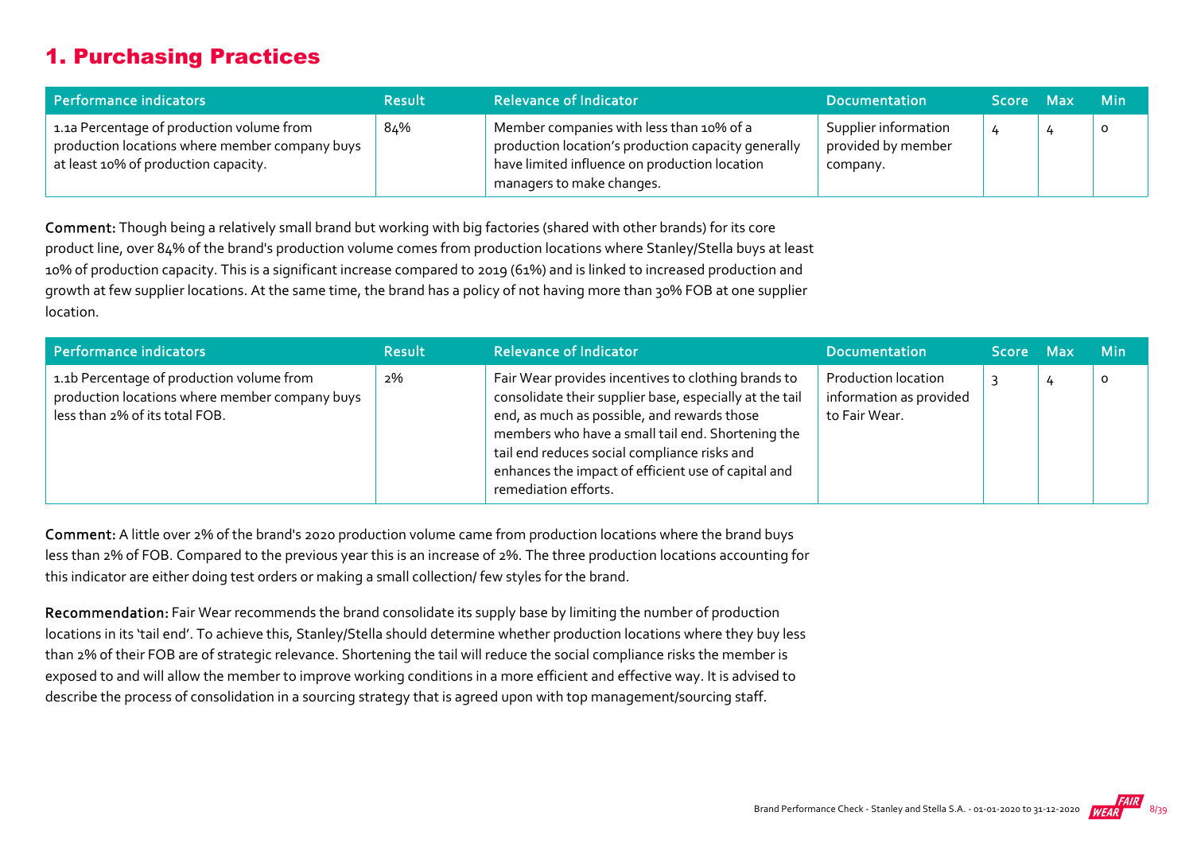## 1. Purchasing Practices

| Performance indicators | Result | Relevance of Indicator | Documentation | Score | Max | Min |
|---|---|---|---|---|---|---|
| 1.1a Percentage of production volume from production locations where member company buys at least 10% of production capacity. | 84% | Member companies with less than 10% of a production location's production capacity generally have limited influence on production location managers to make changes. | Supplier information provided by member company. | 4 | 4 | 0 |

**Comment:** Though being a relatively small brand but working with big factories (shared with other brands) for its core product line, over 84% of the brand's production volume comes from production locations where Stanley/Stella buys at least 10% of production capacity. This is a significant increase compared to 2019 (61%) and is linked to increased production and growth at few supplier locations. At the same time, the brand has a policy of not having more than 30% FOB at one supplier location.

| Performance indicators | Result | Relevance of Indicator | Documentation | Score | Max | Min |
|---|---|---|---|---|---|---|
| 1.1b Percentage of production volume from production locations where member company buys less than 2% of its total FOB. | 2% | Fair Wear provides incentives to clothing brands to consolidate their supplier base, especially at the tail end, as much as possible, and rewards those members who have a small tail end. Shortening the tail end reduces social compliance risks and enhances the impact of efficient use of capital and remediation efforts. | Production location information as provided to Fair Wear. | 3 | 4 | 0 |

**Comment:** A little over 2% of the brand's 2020 production volume came from production locations where the brand buys less than 2% of FOB. Compared to the previous year this is an increase of 2%. The three production locations accounting for this indicator are either doing test orders or making a small collection/ few styles for the brand.

**Recommendation:** Fair Wear recommends the brand consolidate its supply base by limiting the number of production locations in its 'tail end'. To achieve this, Stanley/Stella should determine whether production locations where they buy less than 2% of their FOB are of strategic relevance. Shortening the tail will reduce the social compliance risks the member is exposed to and will allow the member to improve working conditions in a more efficient and effective way. It is advised to describe the process of consolidation in a sourcing strategy that is agreed upon with top management/sourcing staff.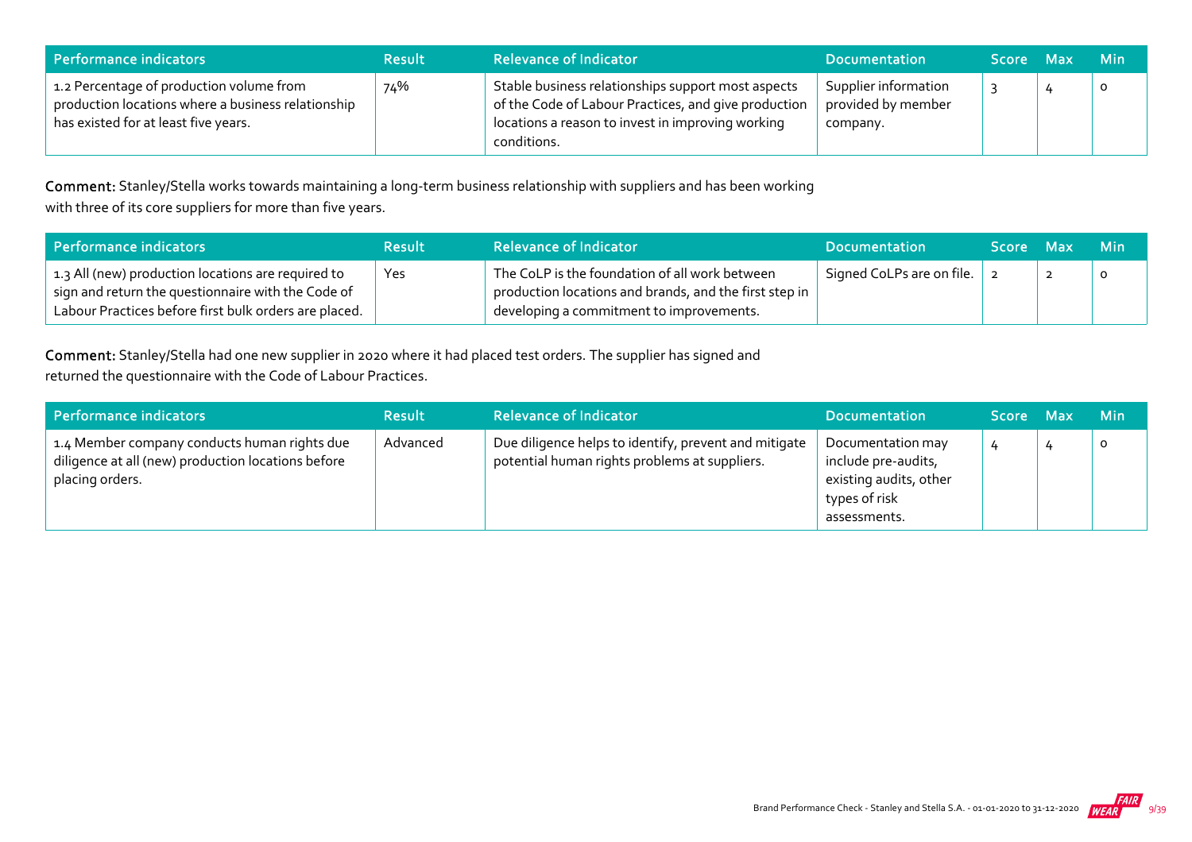| Performance indicators | Result | Relevance of Indicator | Documentation | Score | Max | Min |
|---|---|---|---|---|---|---|
| 1.2 Percentage of production volume from production locations where a business relationship has existed for at least five years. | 74% | Stable business relationships support most aspects of the Code of Labour Practices, and give production locations a reason to invest in improving working conditions. | Supplier information provided by member company. | 3 | 4 | 0 |

**Comment:** Stanley/Stella works towards maintaining a long-term business relationship with suppliers and has been working with three of its core suppliers for more than five years.

| Performance indicators | Result | Relevance of Indicator | Documentation | Score | Max | Min |
|---|---|---|---|---|---|---|
| 1.3 All (new) production locations are required to sign and return the questionnaire with the Code of Labour Practices before first bulk orders are placed. | Yes | The CoLP is the foundation of all work between production locations and brands, and the first step in developing a commitment to improvements. | Signed CoLPs are on file. | 2 | 2 | 0 |

**Comment:** Stanley/Stella had one new supplier in 2020 where it had placed test orders. The supplier has signed and returned the questionnaire with the Code of Labour Practices.

| Performance indicators | Result | Relevance of Indicator | Documentation | Score | Max | Min |
|---|---|---|---|---|---|---|
| 1.4 Member company conducts human rights due diligence at all (new) production locations before placing orders. | Advanced | Due diligence helps to identify, prevent and mitigate potential human rights problems at suppliers. | Documentation may include pre-audits, existing audits, other types of risk assessments. | 4 | 4 | 0 |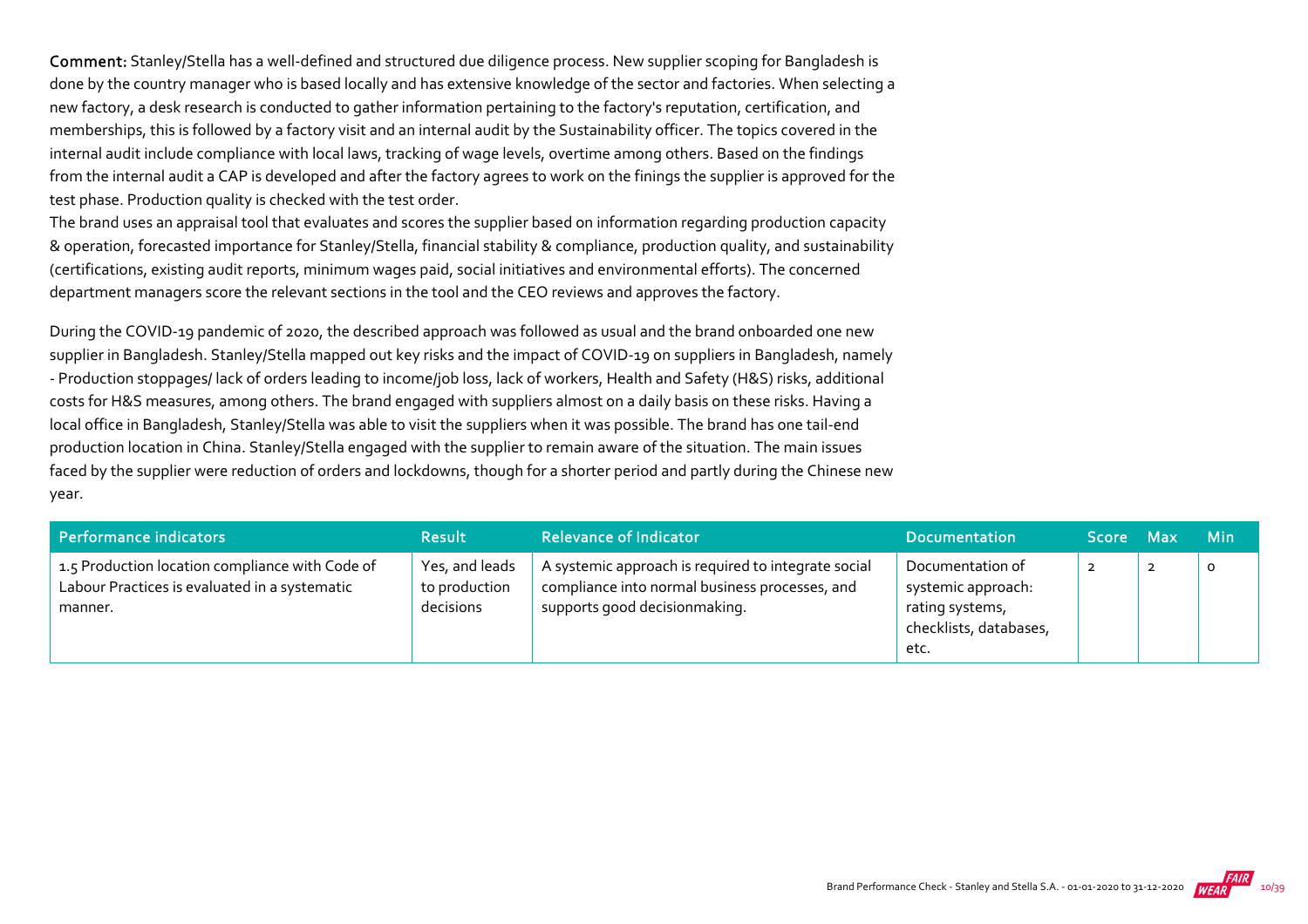**Comment:** Stanley/Stella has a well-defined and structured due diligence process. New supplier scoping for Bangladesh is done by the country manager who is based locally and has extensive knowledge of the sector and factories. When selecting a new factory, a desk research is conducted to gather information pertaining to the factory's reputation, certification, and memberships, this is followed by a factory visit and an internal audit by the Sustainability officer. The topics covered in the internal audit include compliance with local laws, tracking of wage levels, overtime among others. Based on the findings from the internal audit a CAP is developed and after the factory agrees to work on the finings the supplier is approved for the test phase. Production quality is checked with the test order.

The brand uses an appraisal tool that evaluates and scores the supplier based on information regarding production capacity & operation, forecasted importance for Stanley/Stella, financial stability & compliance, production quality, and sustainability (certifications, existing audit reports, minimum wages paid, social initiatives and environmental efforts). The concerned department managers score the relevant sections in the tool and the CEO reviews and approves the factory.

During the COVID-19 pandemic of 2020, the described approach was followed as usual and the brand onboarded one new supplier in Bangladesh. Stanley/Stella mapped out key risks and the impact of COVID-19 on suppliers in Bangladesh, namely - Production stoppages/ lack of orders leading to income/job loss, lack of workers, Health and Safety (H&S) risks, additional costs for H&S measures, among others. The brand engaged with suppliers almost on a daily basis on these risks. Having a local office in Bangladesh, Stanley/Stella was able to visit the suppliers when it was possible. The brand has one tail-end production location in China. Stanley/Stella engaged with the supplier to remain aware of the situation. The main issues faced by the supplier were reduction of orders and lockdowns, though for a shorter period and partly during the Chinese new year.

| Performance indicators | Result | Relevance of Indicator | Documentation | Score | Max | Min |
|---|---|---|---|---|---|---|
| 1.5 Production location compliance with Code of Labour Practices is evaluated in a systematic manner. | Yes, and leads to production decisions | A systemic approach is required to integrate social compliance into normal business processes, and supports good decisionmaking. | Documentation of systemic approach: rating systems, checklists, databases, etc. | 2 | 2 | 0 |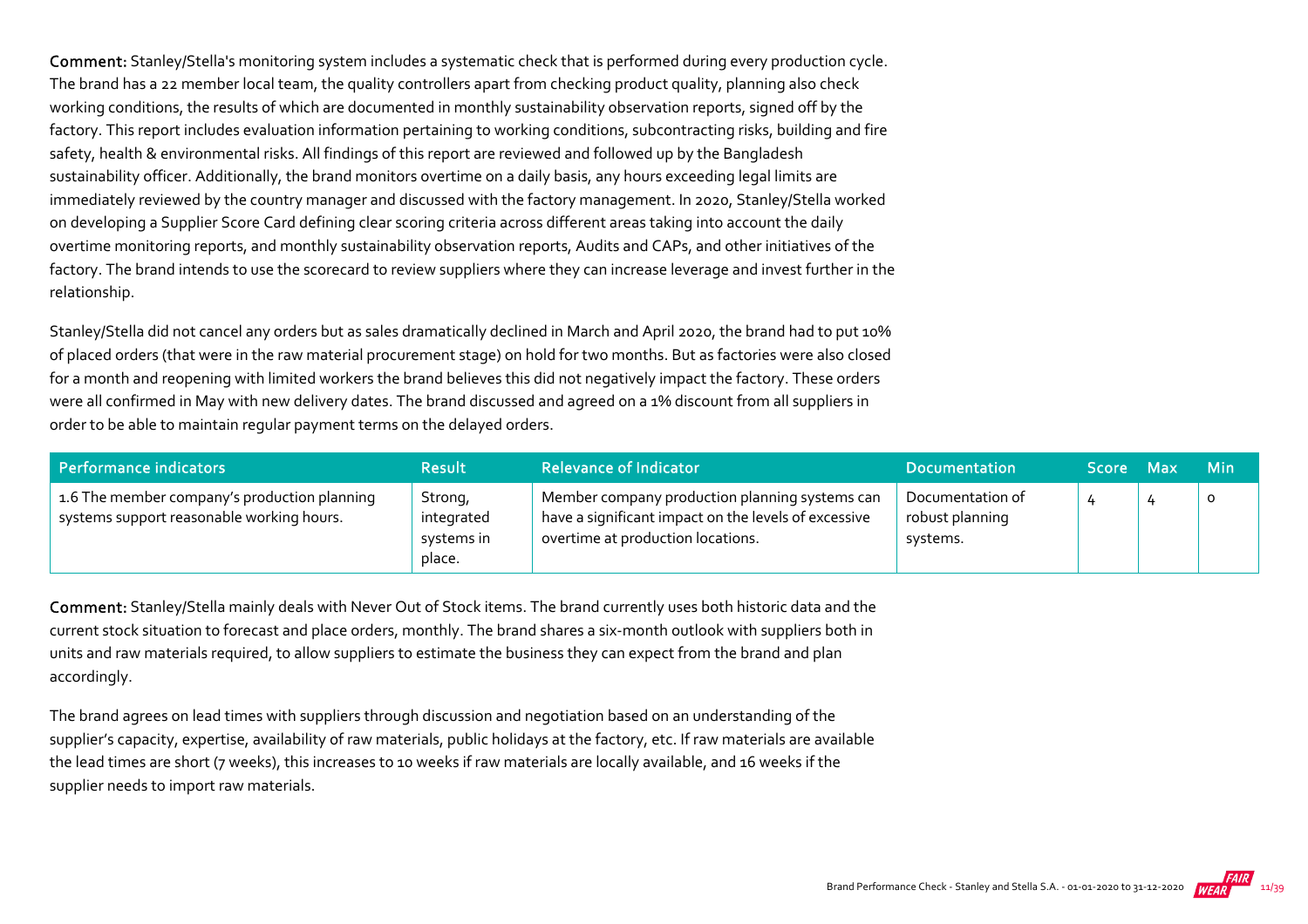**Comment:** Stanley/Stella's monitoring system includes a systematic check that is performed during every production cycle. The brand has a 22 member local team, the quality controllers apart from checking product quality, planning also check working conditions, the results of which are documented in monthly sustainability observation reports, signed off by the factory. This report includes evaluation information pertaining to working conditions, subcontracting risks, building and fire safety, health & environmental risks. All findings of this report are reviewed and followed up by the Bangladesh sustainability officer. Additionally, the brand monitors overtime on a daily basis, any hours exceeding legal limits are immediately reviewed by the country manager and discussed with the factory management. In 2020, Stanley/Stella worked on developing a Supplier Score Card defining clear scoring criteria across different areas taking into account the daily overtime monitoring reports, and monthly sustainability observation reports, Audits and CAPs, and other initiatives of the factory. The brand intends to use the scorecard to review suppliers where they can increase leverage and invest further in the relationship.

Stanley/Stella did not cancel any orders but as sales dramatically declined in March and April 2020, the brand had to put 10% of placed orders (that were in the raw material procurement stage) on hold for two months. But as factories were also closed for a month and reopening with limited workers the brand believes this did not negatively impact the factory. These orders were all confirmed in May with new delivery dates. The brand discussed and agreed on a 1% discount from all suppliers in order to be able to maintain regular payment terms on the delayed orders.

| Performance indicators | Result | Relevance of Indicator | Documentation | Score | Max | Min |
|---|---|---|---|---|---|---|
| 1.6 The member company's production planning systems support reasonable working hours. | Strong, integrated systems in place. | Member company production planning systems can have a significant impact on the levels of excessive overtime at production locations. | Documentation of robust planning systems. | 4 | 4 | 0 |

**Comment:** Stanley/Stella mainly deals with Never Out of Stock items. The brand currently uses both historic data and the current stock situation to forecast and place orders, monthly. The brand shares a six-month outlook with suppliers both in units and raw materials required, to allow suppliers to estimate the business they can expect from the brand and plan accordingly.

The brand agrees on lead times with suppliers through discussion and negotiation based on an understanding of the supplier's capacity, expertise, availability of raw materials, public holidays at the factory, etc. If raw materials are available the lead times are short (7 weeks), this increases to 10 weeks if raw materials are locally available, and 16 weeks if the supplier needs to import raw materials.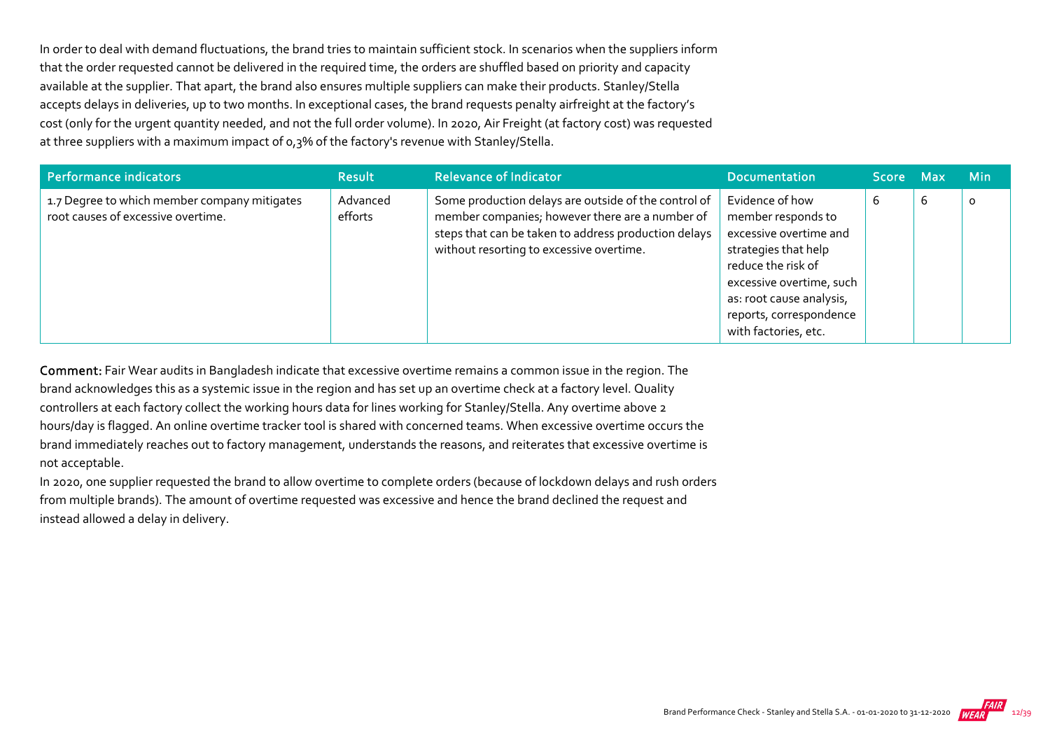In order to deal with demand fluctuations, the brand tries to maintain sufficient stock. In scenarios when the suppliers inform that the order requested cannot be delivered in the required time, the orders are shuffled based on priority and capacity available at the supplier. That apart, the brand also ensures multiple suppliers can make their products. Stanley/Stella accepts delays in deliveries, up to two months. In exceptional cases, the brand requests penalty airfreight at the factory's cost (only for the urgent quantity needed, and not the full order volume). In 2020, Air Freight (at factory cost) was requested at three suppliers with a maximum impact of 0,3% of the factory's revenue with Stanley/Stella.

| Performance indicators | Result | Relevance of Indicator | Documentation | Score | Max | Min |
|---|---|---|---|---|---|---|
| 1.7 Degree to which member company mitigates root causes of excessive overtime. | Advanced efforts | Some production delays are outside of the control of member companies; however there are a number of steps that can be taken to address production delays without resorting to excessive overtime. | Evidence of how member responds to excessive overtime and strategies that help reduce the risk of excessive overtime, such as: root cause analysis, reports, correspondence with factories, etc. | 6 | 6 | 0 |

**Comment:** Fair Wear audits in Bangladesh indicate that excessive overtime remains a common issue in the region. The brand acknowledges this as a systemic issue in the region and has set up an overtime check at a factory level. Quality controllers at each factory collect the working hours data for lines working for Stanley/Stella. Any overtime above 2 hours/day is flagged. An online overtime tracker tool is shared with concerned teams. When excessive overtime occurs the brand immediately reaches out to factory management, understands the reasons, and reiterates that excessive overtime is not acceptable.

In 2020, one supplier requested the brand to allow overtime to complete orders (because of lockdown delays and rush orders from multiple brands). The amount of overtime requested was excessive and hence the brand declined the request and instead allowed a delay in delivery.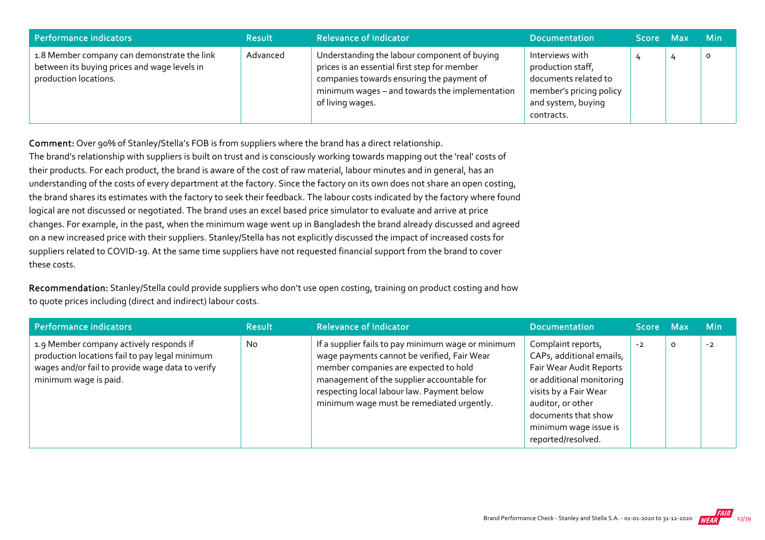| Performance indicators | Result | Relevance of Indicator | Documentation | Score | Max | Min |
| --- | --- | --- | --- | --- | --- | --- |
| 1.8 Member company can demonstrate the link between its buying prices and wage levels in production locations. | Advanced | Understanding the labour component of buying prices is an essential first step for member companies towards ensuring the payment of minimum wages – and towards the implementation of living wages. | Interviews with production staff, documents related to member's pricing policy and system, buying contracts. | 4 | 4 | 0 |

**Comment:** Over 90% of Stanley/Stella's FOB is from suppliers where the brand has a direct relationship.
The brand's relationship with suppliers is built on trust and is consciously working towards mapping out the 'real' costs of their products. For each product, the brand is aware of the cost of raw material, labour minutes and in general, has an understanding of the costs of every department at the factory. Since the factory on its own does not share an open costing, the brand shares its estimates with the factory to seek their feedback. The labour costs indicated by the factory where found logical are not discussed or negotiated. The brand uses an excel based price simulator to evaluate and arrive at price changes. For example, in the past, when the minimum wage went up in Bangladesh the brand already discussed and agreed on a new increased price with their suppliers. Stanley/Stella has not explicitly discussed the impact of increased costs for suppliers related to COVID-19. At the same time suppliers have not requested financial support from the brand to cover these costs.

**Recommendation:** Stanley/Stella could provide suppliers who don't use open costing, training on product costing and how to quote prices including (direct and indirect) labour costs.

| Performance indicators | Result | Relevance of Indicator | Documentation | Score | Max | Min |
| --- | --- | --- | --- | --- | --- | --- |
| 1.9 Member company actively responds if production locations fail to pay legal minimum wages and/or fail to provide wage data to verify minimum wage is paid. | No | If a supplier fails to pay minimum wage or minimum wage payments cannot be verified, Fair Wear member companies are expected to hold management of the supplier accountable for respecting local labour law. Payment below minimum wage must be remediated urgently. | Complaint reports, CAPs, additional emails, Fair Wear Audit Reports or additional monitoring visits by a Fair Wear auditor, or other documents that show minimum wage issue is reported/resolved. | -2 | 0 | -2 |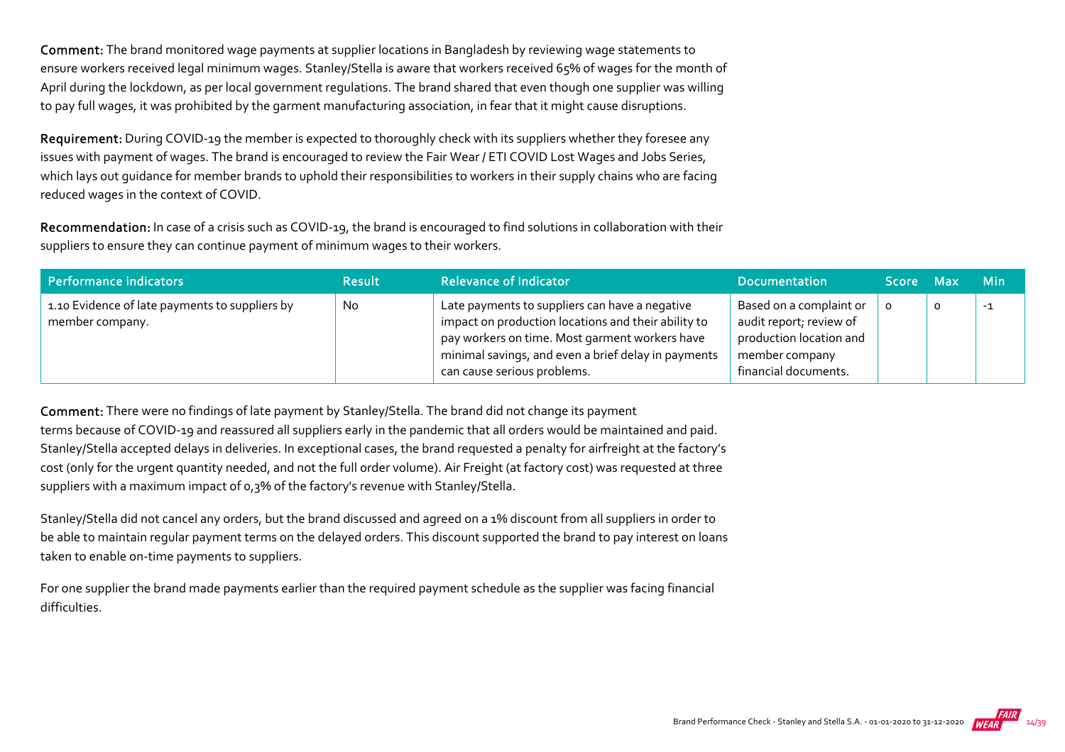**Comment:** The brand monitored wage payments at supplier locations in Bangladesh by reviewing wage statements to ensure workers received legal minimum wages. Stanley/Stella is aware that workers received 65% of wages for the month of April during the lockdown, as per local government regulations. The brand shared that even though one supplier was willing to pay full wages, it was prohibited by the garment manufacturing association, in fear that it might cause disruptions.

**Requirement:** During COVID-19 the member is expected to thoroughly check with its suppliers whether they foresee any issues with payment of wages. The brand is encouraged to review the Fair Wear / ETI COVID Lost Wages and Jobs Series, which lays out guidance for member brands to uphold their responsibilities to workers in their supply chains who are facing reduced wages in the context of COVID.

**Recommendation:** In case of a crisis such as COVID-19, the brand is encouraged to find solutions in collaboration with their suppliers to ensure they can continue payment of minimum wages to their workers.

| Performance indicators | Result | Relevance of Indicator | Documentation | Score | Max | Min |
|---|---|---|---|---|---|---|
| 1.10 Evidence of late payments to suppliers by member company. | No | Late payments to suppliers can have a negative impact on production locations and their ability to pay workers on time. Most garment workers have minimal savings, and even a brief delay in payments can cause serious problems. | Based on a complaint or audit report; review of production location and member company financial documents. | 0 | 0 | -1 |

**Comment:** There were no findings of late payment by Stanley/Stella. The brand did not change its payment terms because of COVID-19 and reassured all suppliers early in the pandemic that all orders would be maintained and paid. Stanley/Stella accepted delays in deliveries. In exceptional cases, the brand requested a penalty for airfreight at the factory's cost (only for the urgent quantity needed, and not the full order volume). Air Freight (at factory cost) was requested at three suppliers with a maximum impact of 0,3% of the factory's revenue with Stanley/Stella.

Stanley/Stella did not cancel any orders, but the brand discussed and agreed on a 1% discount from all suppliers in order to be able to maintain regular payment terms on the delayed orders. This discount supported the brand to pay interest on loans taken to enable on-time payments to suppliers.

For one supplier the brand made payments earlier than the required payment schedule as the supplier was facing financial difficulties.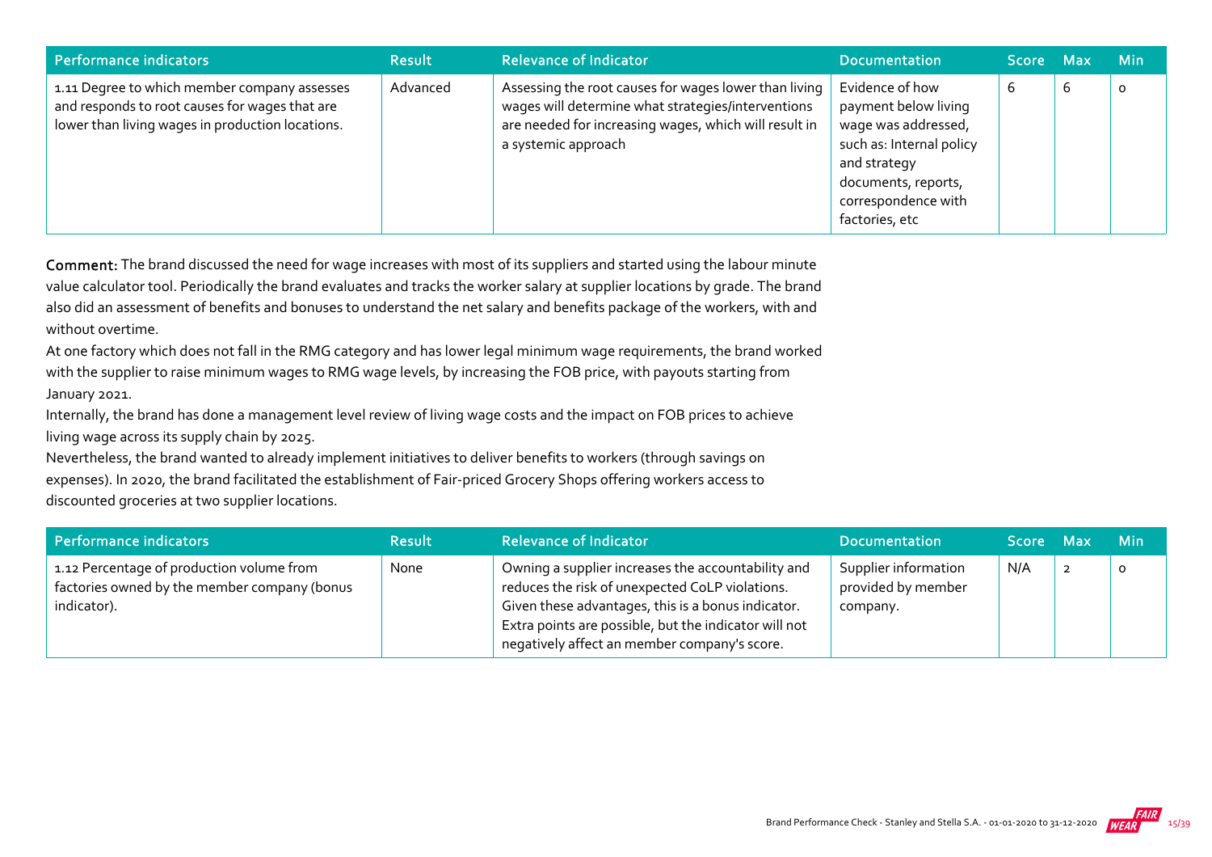| Performance indicators | Result | Relevance of Indicator | Documentation | Score | Max | Min |
|---|---|---|---|---|---|---|
| 1.11 Degree to which member company assesses and responds to root causes for wages that are lower than living wages in production locations. | Advanced | Assessing the root causes for wages lower than living wages will determine what strategies/interventions are needed for increasing wages, which will result in a systemic approach | Evidence of how payment below living wage was addressed, such as: Internal policy and strategy documents, reports, correspondence with factories, etc | 6 | 6 | 0 |

**Comment:** The brand discussed the need for wage increases with most of its suppliers and started using the labour minute value calculator tool. Periodically the brand evaluates and tracks the worker salary at supplier locations by grade. The brand also did an assessment of benefits and bonuses to understand the net salary and benefits package of the workers, with and without overtime.

At one factory which does not fall in the RMG category and has lower legal minimum wage requirements, the brand worked with the supplier to raise minimum wages to RMG wage levels, by increasing the FOB price, with payouts starting from January 2021.

Internally, the brand has done a management level review of living wage costs and the impact on FOB prices to achieve living wage across its supply chain by 2025.

Nevertheless, the brand wanted to already implement initiatives to deliver benefits to workers (through savings on expenses). In 2020, the brand facilitated the establishment of Fair-priced Grocery Shops offering workers access to discounted groceries at two supplier locations.

| Performance indicators | Result | Relevance of Indicator | Documentation | Score | Max | Min |
|---|---|---|---|---|---|---|
| 1.12 Percentage of production volume from factories owned by the member company (bonus indicator). | None | Owning a supplier increases the accountability and reduces the risk of unexpected CoLP violations. Given these advantages, this is a bonus indicator. Extra points are possible, but the indicator will not negatively affect an member company's score. | Supplier information provided by member company. | N/A | 2 | 0 |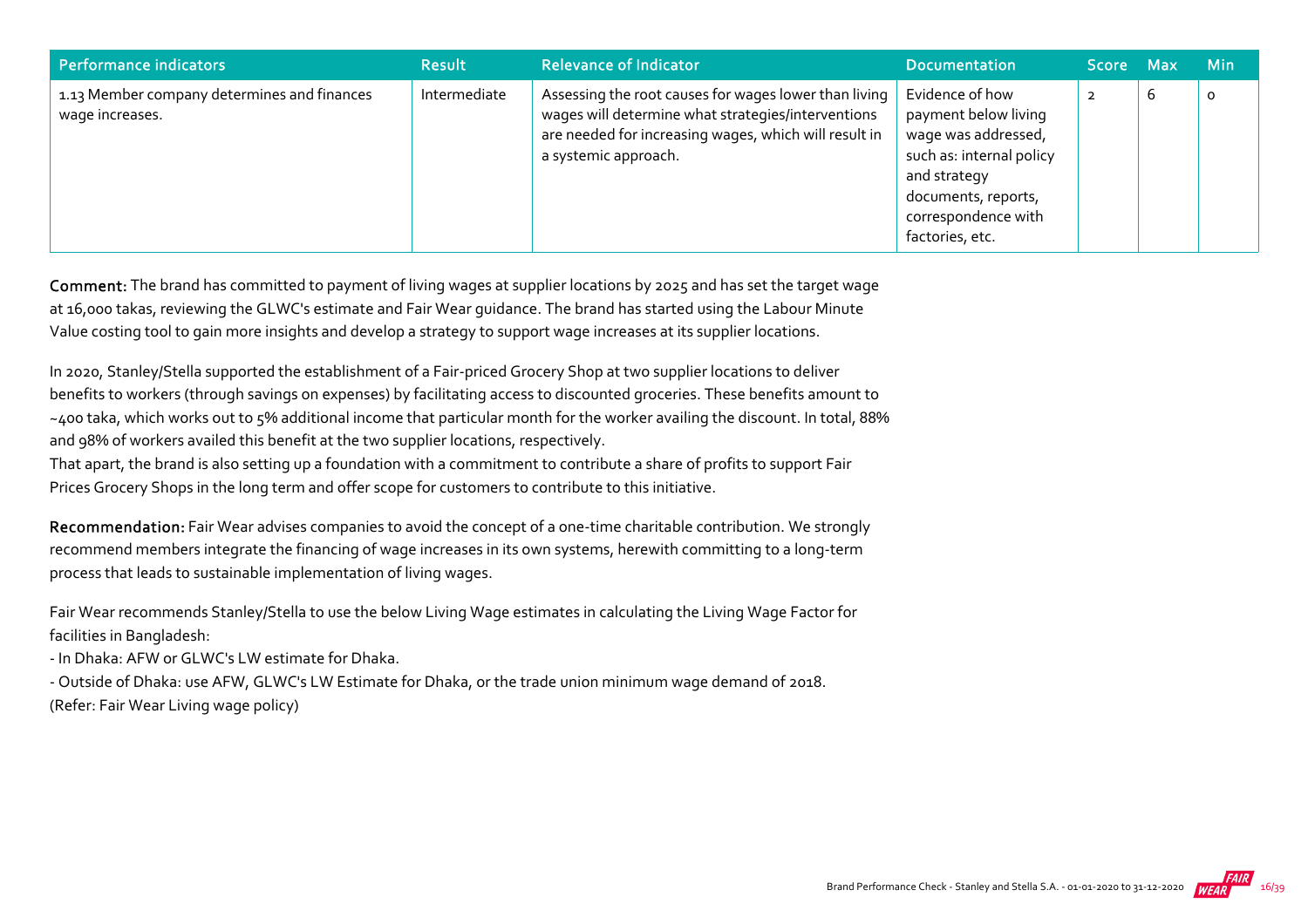| Performance indicators | Result | Relevance of Indicator | Documentation | Score | Max | Min |
| --- | --- | --- | --- | --- | --- | --- |
| 1.13 Member company determines and finances wage increases. | Intermediate | Assessing the root causes for wages lower than living wages will determine what strategies/interventions are needed for increasing wages, which will result in a systemic approach. | Evidence of how payment below living wage was addressed, such as: internal policy and strategy documents, reports, correspondence with factories, etc. | 2 | 6 | 0 |

**Comment:** The brand has committed to payment of living wages at supplier locations by 2025 and has set the target wage at 16,000 takas, reviewing the GLWC's estimate and Fair Wear guidance. The brand has started using the Labour Minute Value costing tool to gain more insights and develop a strategy to support wage increases at its supplier locations.

In 2020, Stanley/Stella supported the establishment of a Fair-priced Grocery Shop at two supplier locations to deliver benefits to workers (through savings on expenses) by facilitating access to discounted groceries. These benefits amount to ~400 taka, which works out to 5% additional income that particular month for the worker availing the discount. In total, 88% and 98% of workers availed this benefit at the two supplier locations, respectively.
That apart, the brand is also setting up a foundation with a commitment to contribute a share of profits to support Fair Prices Grocery Shops in the long term and offer scope for customers to contribute to this initiative.

**Recommendation:** Fair Wear advises companies to avoid the concept of a one-time charitable contribution. We strongly recommend members integrate the financing of wage increases in its own systems, herewith committing to a long-term process that leads to sustainable implementation of living wages.

Fair Wear recommends Stanley/Stella to use the below Living Wage estimates in calculating the Living Wage Factor for facilities in Bangladesh:
- In Dhaka: AFW or GLWC's LW estimate for Dhaka.
- Outside of Dhaka: use AFW, GLWC's LW Estimate for Dhaka, or the trade union minimum wage demand of 2018.
(Refer: Fair Wear Living wage policy)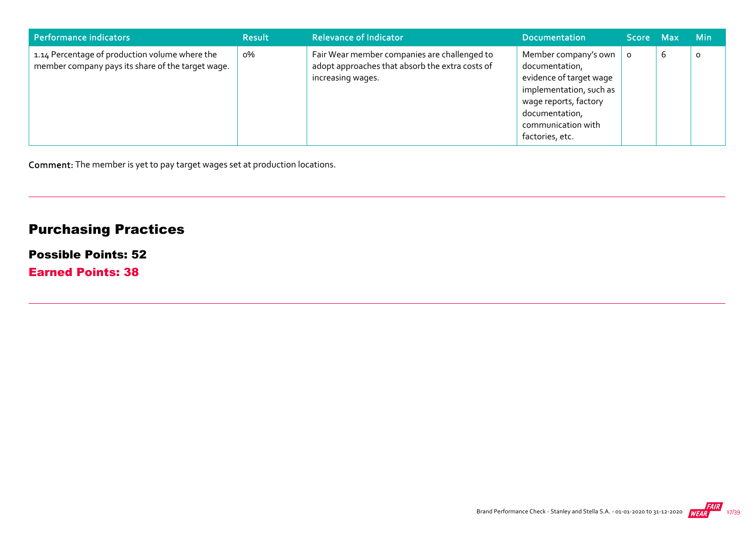| Performance indicators | Result | Relevance of Indicator | Documentation | Score | Max | Min |
|---|---|---|---|---|---|---|
| 1.14 Percentage of production volume where the member company pays its share of the target wage. | 0% | Fair Wear member companies are challenged to adopt approaches that absorb the extra costs of increasing wages. | Member company's own documentation, evidence of target wage implementation, such as wage reports, factory documentation, communication with factories, etc. | 0 | 6 | 0 |

**Comment:** The member is yet to pay target wages set at production locations.

## Purchasing Practices

### Possible Points: 52

### Earned Points: 38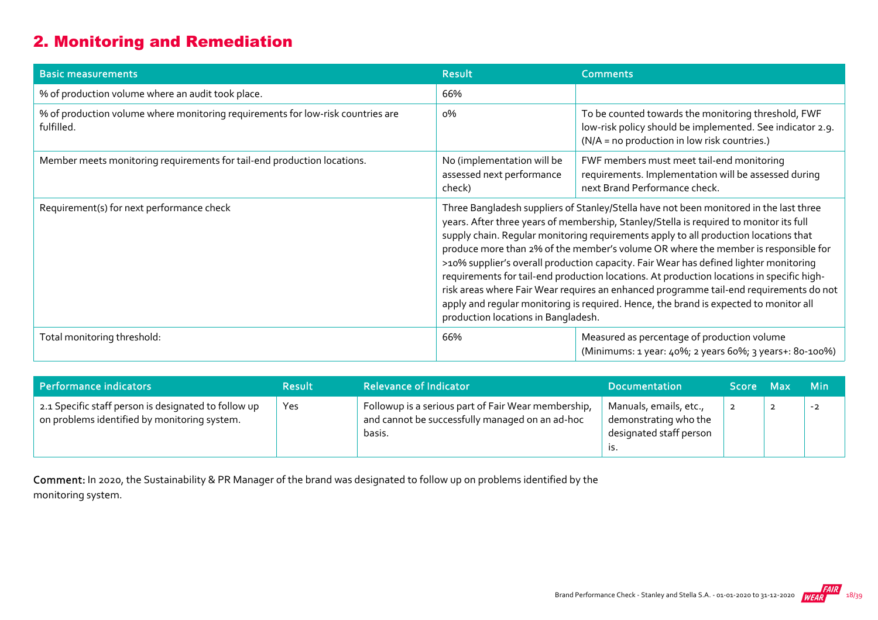## 2. Monitoring and Remediation

| Basic measurements | Result | Comments |
|---|---|---|
| % of production volume where an audit took place. | 66% | |
| % of production volume where monitoring requirements for low-risk countries are fulfilled. | 0% | To be counted towards the monitoring threshold, FWF low-risk policy should be implemented. See indicator 2.9. (N/A = no production in low risk countries.) |
| Member meets monitoring requirements for tail-end production locations. | No (implementation will be assessed next performance check) | FWF members must meet tail-end monitoring requirements. Implementation will be assessed during next Brand Performance check. |
| Requirement(s) for next performance check | Three Bangladesh suppliers of Stanley/Stella have not been monitored in the last three years. After three years of membership, Stanley/Stella is required to monitor its full supply chain. Regular monitoring requirements apply to all production locations that produce more than 2% of the member's volume OR where the member is responsible for >10% supplier's overall production capacity. Fair Wear has defined lighter monitoring requirements for tail-end production locations. At production locations in specific high-risk areas where Fair Wear requires an enhanced programme tail-end requirements do not apply and regular monitoring is required. Hence, the brand is expected to monitor all production locations in Bangladesh. | |
| Total monitoring threshold: | 66% | Measured as percentage of production volume (Minimums: 1 year: 40%; 2 years 60%; 3 years+: 80-100%) |

| Performance indicators | Result | Relevance of Indicator | Documentation | Score | Max | Min |
|---|---|---|---|---|---|---|
| 2.1 Specific staff person is designated to follow up on problems identified by monitoring system. | Yes | Followup is a serious part of Fair Wear membership, and cannot be successfully managed on an ad-hoc basis. | Manuals, emails, etc., demonstrating who the designated staff person is. | 2 | 2 | -2 |

**Comment:** In 2020, the Sustainability & PR Manager of the brand was designated to follow up on problems identified by the monitoring system.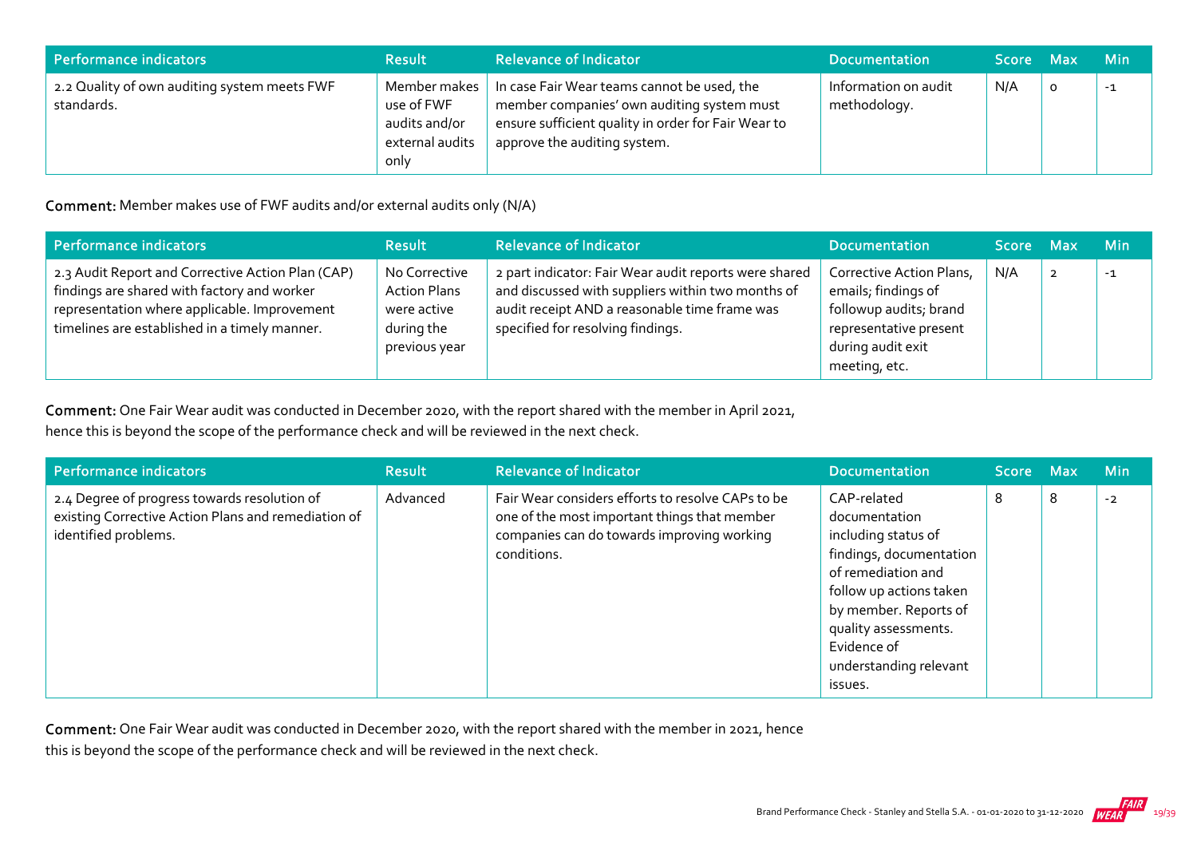| Performance indicators | Result | Relevance of Indicator | Documentation | Score | Max | Min |
|---|---|---|---|---|---|---|
| 2.2 Quality of own auditing system meets FWF standards. | Member makes use of FWF audits and/or external audits only | In case Fair Wear teams cannot be used, the member companies' own auditing system must ensure sufficient quality in order for Fair Wear to approve the auditing system. | Information on audit methodology. | N/A | 0 | -1 |

**Comment:** Member makes use of FWF audits and/or external audits only (N/A)

| Performance indicators | Result | Relevance of Indicator | Documentation | Score | Max | Min |
|---|---|---|---|---|---|---|
| 2.3 Audit Report and Corrective Action Plan (CAP) findings are shared with factory and worker representation where applicable. Improvement timelines are established in a timely manner. | No Corrective Action Plans were active during the previous year | 2 part indicator: Fair Wear audit reports were shared and discussed with suppliers within two months of audit receipt AND a reasonable time frame was specified for resolving findings. | Corrective Action Plans, emails; findings of followup audits; brand representative present during audit exit meeting, etc. | N/A | 2 | -1 |

**Comment:** One Fair Wear audit was conducted in December 2020, with the report shared with the member in April 2021, hence this is beyond the scope of the performance check and will be reviewed in the next check.

| Performance indicators | Result | Relevance of Indicator | Documentation | Score | Max | Min |
|---|---|---|---|---|---|---|
| 2.4 Degree of progress towards resolution of existing Corrective Action Plans and remediation of identified problems. | Advanced | Fair Wear considers efforts to resolve CAPs to be one of the most important things that member companies can do towards improving working conditions. | CAP-related documentation including status of findings, documentation of remediation and follow up actions taken by member. Reports of quality assessments. Evidence of understanding relevant issues. | 8 | 8 | -2 |

**Comment:** One Fair Wear audit was conducted in December 2020, with the report shared with the member in 2021, hence this is beyond the scope of the performance check and will be reviewed in the next check.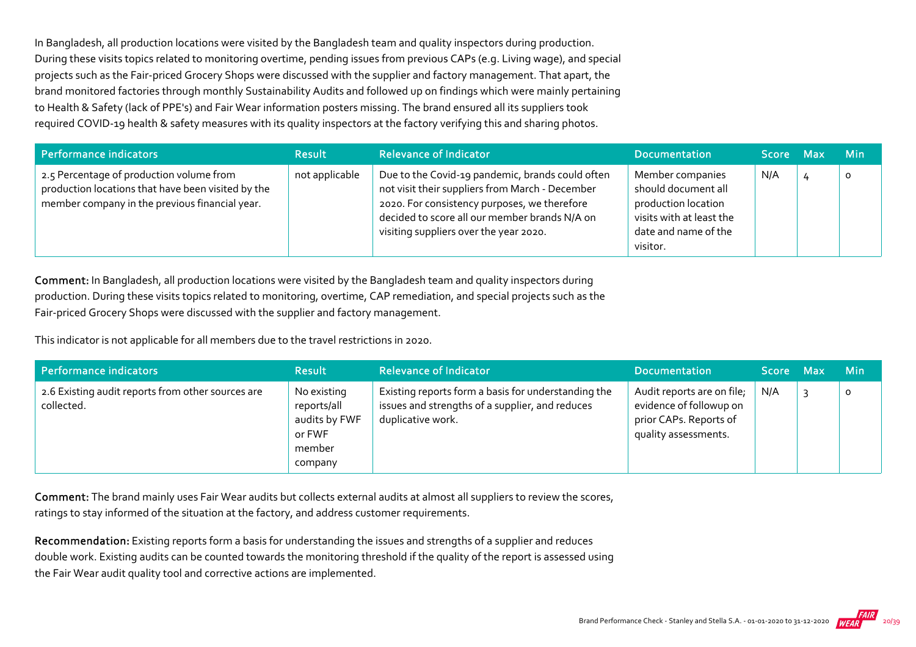In Bangladesh, all production locations were visited by the Bangladesh team and quality inspectors during production. During these visits topics related to monitoring overtime, pending issues from previous CAPs (e.g. Living wage), and special projects such as the Fair-priced Grocery Shops were discussed with the supplier and factory management. That apart, the brand monitored factories through monthly Sustainability Audits and followed up on findings which were mainly pertaining to Health & Safety (lack of PPE's) and Fair Wear information posters missing. The brand ensured all its suppliers took required COVID-19 health & safety measures with its quality inspectors at the factory verifying this and sharing photos.

| Performance indicators | Result | Relevance of Indicator | Documentation | Score | Max | Min |
|---|---|---|---|---|---|---|
| 2.5 Percentage of production volume from production locations that have been visited by the member company in the previous financial year. | not applicable | Due to the Covid-19 pandemic, brands could often not visit their suppliers from March - December 2020. For consistency purposes, we therefore decided to score all our member brands N/A on visiting suppliers over the year 2020. | Member companies should document all production location visits with at least the date and name of the visitor. | N/A | 4 | 0 |

**Comment:** In Bangladesh, all production locations were visited by the Bangladesh team and quality inspectors during production. During these visits topics related to monitoring, overtime, CAP remediation, and special projects such as the Fair-priced Grocery Shops were discussed with the supplier and factory management.

This indicator is not applicable for all members due to the travel restrictions in 2020.

| Performance indicators | Result | Relevance of Indicator | Documentation | Score | Max | Min |
|---|---|---|---|---|---|---|
| 2.6 Existing audit reports from other sources are collected. | No existing reports/all audits by FWF or FWF member company | Existing reports form a basis for understanding the issues and strengths of a supplier, and reduces duplicative work. | Audit reports are on file; evidence of followup on prior CAPs. Reports of quality assessments. | N/A | 3 | 0 |

**Comment:** The brand mainly uses Fair Wear audits but collects external audits at almost all suppliers to review the scores, ratings to stay informed of the situation at the factory, and address customer requirements.

**Recommendation:** Existing reports form a basis for understanding the issues and strengths of a supplier and reduces double work. Existing audits can be counted towards the monitoring threshold if the quality of the report is assessed using the Fair Wear audit quality tool and corrective actions are implemented.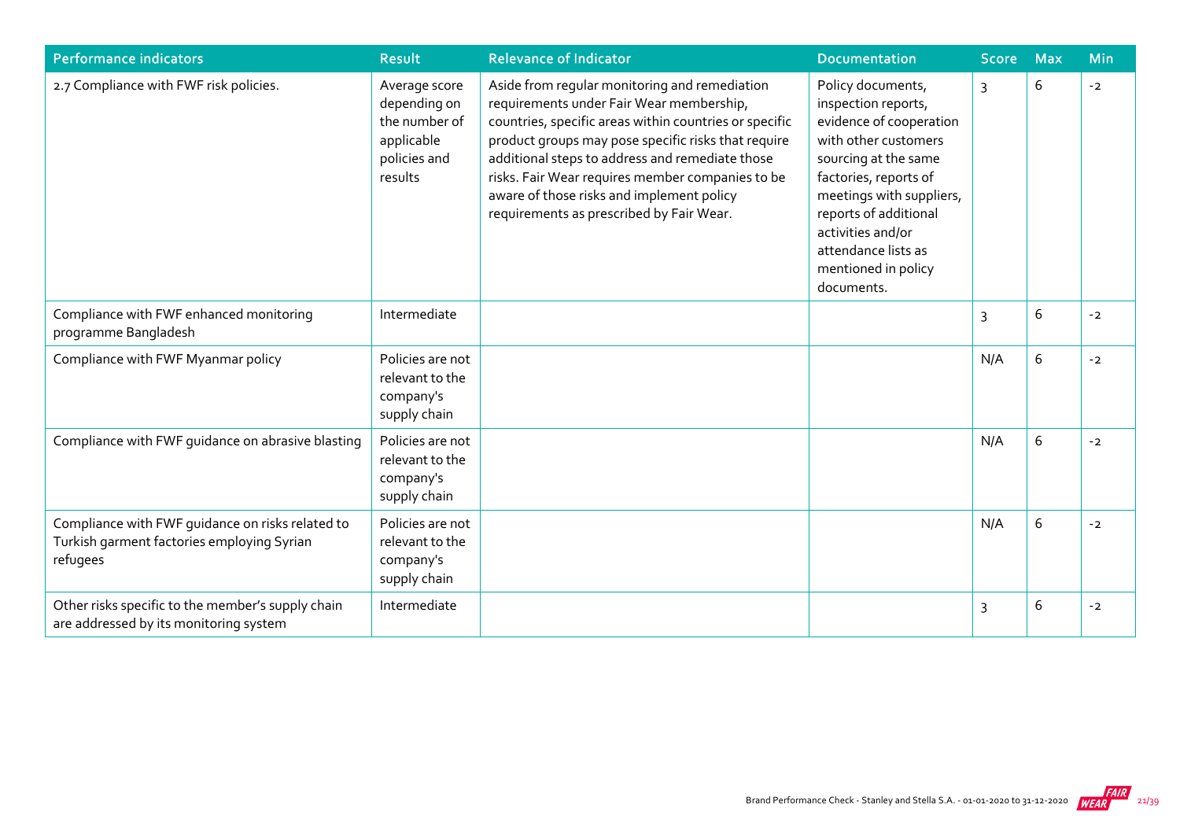| Performance indicators | Result | Relevance of Indicator | Documentation | Score | Max | Min |
|---|---|---|---|---|---|---|
| 2.7 Compliance with FWF risk policies. | Average score depending on the number of applicable policies and results | Aside from regular monitoring and remediation requirements under Fair Wear membership, countries, specific areas within countries or specific product groups may pose specific risks that require additional steps to address and remediate those risks. Fair Wear requires member companies to be aware of those risks and implement policy requirements as prescribed by Fair Wear. | Policy documents, inspection reports, evidence of cooperation with other customers sourcing at the same factories, reports of meetings with suppliers, reports of additional activities and/or attendance lists as mentioned in policy documents. | 3 | 6 | -2 |
| Compliance with FWF enhanced monitoring programme Bangladesh | Intermediate | | | 3 | 6 | -2 |
| Compliance with FWF Myanmar policy | Policies are not relevant to the company's supply chain | | | N/A | 6 | -2 |
| Compliance with FWF guidance on abrasive blasting | Policies are not relevant to the company's supply chain | | | N/A | 6 | -2 |
| Compliance with FWF guidance on risks related to Turkish garment factories employing Syrian refugees | Policies are not relevant to the company's supply chain | | | N/A | 6 | -2 |
| Other risks specific to the member's supply chain are addressed by its monitoring system | Intermediate | | | 3 | 6 | -2 |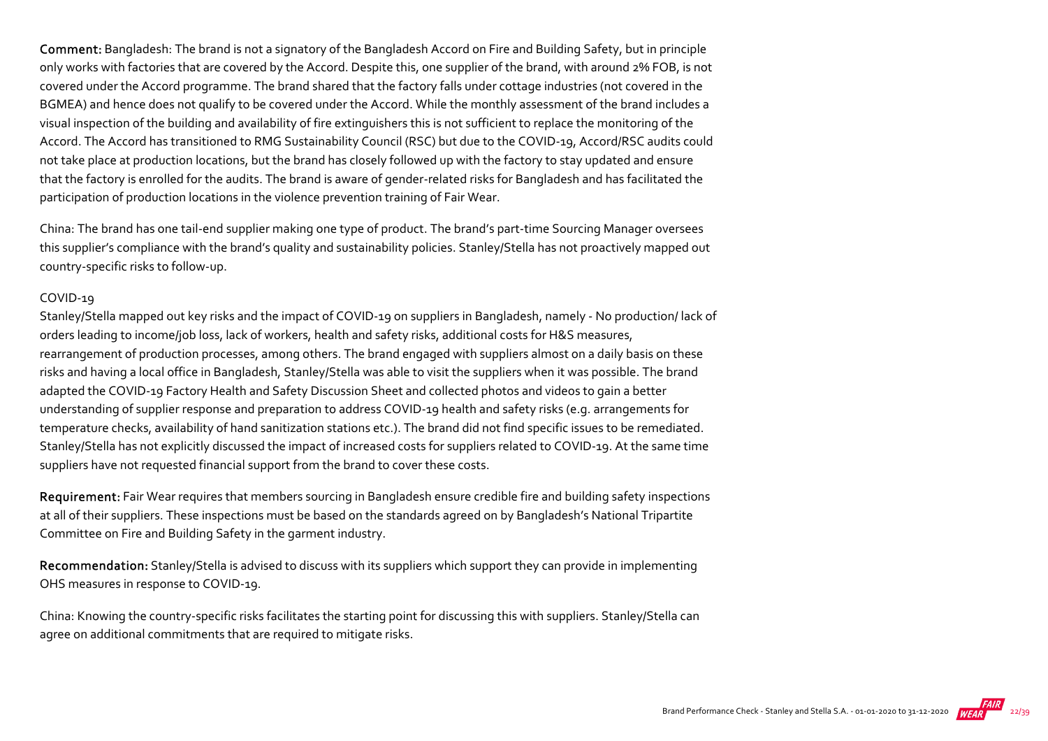**Comment:** Bangladesh: The brand is not a signatory of the Bangladesh Accord on Fire and Building Safety, but in principle only works with factories that are covered by the Accord. Despite this, one supplier of the brand, with around 2% FOB, is not covered under the Accord programme. The brand shared that the factory falls under cottage industries (not covered in the BGMEA) and hence does not qualify to be covered under the Accord. While the monthly assessment of the brand includes a visual inspection of the building and availability of fire extinguishers this is not sufficient to replace the monitoring of the Accord. The Accord has transitioned to RMG Sustainability Council (RSC) but due to the COVID-19, Accord/RSC audits could not take place at production locations, but the brand has closely followed up with the factory to stay updated and ensure that the factory is enrolled for the audits. The brand is aware of gender-related risks for Bangladesh and has facilitated the participation of production locations in the violence prevention training of Fair Wear.

China: The brand has one tail-end supplier making one type of product. The brand's part-time Sourcing Manager oversees this supplier's compliance with the brand's quality and sustainability policies. Stanley/Stella has not proactively mapped out country-specific risks to follow-up.

COVID-19

Stanley/Stella mapped out key risks and the impact of COVID-19 on suppliers in Bangladesh, namely - No production/ lack of orders leading to income/job loss, lack of workers, health and safety risks, additional costs for H&S measures, rearrangement of production processes, among others. The brand engaged with suppliers almost on a daily basis on these risks and having a local office in Bangladesh, Stanley/Stella was able to visit the suppliers when it was possible. The brand adapted the COVID-19 Factory Health and Safety Discussion Sheet and collected photos and videos to gain a better understanding of supplier response and preparation to address COVID-19 health and safety risks (e.g. arrangements for temperature checks, availability of hand sanitization stations etc.). The brand did not find specific issues to be remediated. Stanley/Stella has not explicitly discussed the impact of increased costs for suppliers related to COVID-19. At the same time suppliers have not requested financial support from the brand to cover these costs.

**Requirement:** Fair Wear requires that members sourcing in Bangladesh ensure credible fire and building safety inspections at all of their suppliers. These inspections must be based on the standards agreed on by Bangladesh's National Tripartite Committee on Fire and Building Safety in the garment industry.

**Recommendation:** Stanley/Stella is advised to discuss with its suppliers which support they can provide in implementing OHS measures in response to COVID-19.

China: Knowing the country-specific risks facilitates the starting point for discussing this with suppliers. Stanley/Stella can agree on additional commitments that are required to mitigate risks.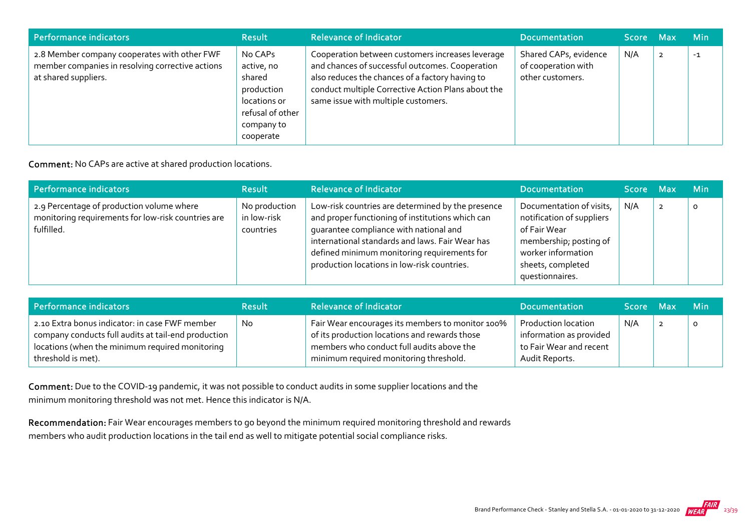| Performance indicators | Result | Relevance of Indicator | Documentation | Score | Max | Min |
|---|---|---|---|---|---|---|
| 2.8 Member company cooperates with other FWF member companies in resolving corrective actions at shared suppliers. | No CAPs active, no shared production locations or refusal of other company to cooperate | Cooperation between customers increases leverage and chances of successful outcomes. Cooperation also reduces the chances of a factory having to conduct multiple Corrective Action Plans about the same issue with multiple customers. | Shared CAPs, evidence of cooperation with other customers. | N/A | 2 | -1 |

**Comment:** No CAPs are active at shared production locations.

| Performance indicators | Result | Relevance of Indicator | Documentation | Score | Max | Min |
|---|---|---|---|---|---|---|
| 2.9 Percentage of production volume where monitoring requirements for low-risk countries are fulfilled. | No production in low-risk countries | Low-risk countries are determined by the presence and proper functioning of institutions which can guarantee compliance with national and international standards and laws. Fair Wear has defined minimum monitoring requirements for production locations in low-risk countries. | Documentation of visits, notification of suppliers of Fair Wear membership; posting of worker information sheets, completed questionnaires. | N/A | 2 | 0 |

| Performance indicators | Result | Relevance of Indicator | Documentation | Score | Max | Min |
|---|---|---|---|---|---|---|
| 2.10 Extra bonus indicator: in case FWF member company conducts full audits at tail-end production locations (when the minimum required monitoring threshold is met). | No | Fair Wear encourages its members to monitor 100% of its production locations and rewards those members who conduct full audits above the minimum required monitoring threshold. | Production location information as provided to Fair Wear and recent Audit Reports. | N/A | 2 | 0 |

**Comment:** Due to the COVID-19 pandemic, it was not possible to conduct audits in some supplier locations and the minimum monitoring threshold was not met. Hence this indicator is N/A.

**Recommendation:** Fair Wear encourages members to go beyond the minimum required monitoring threshold and rewards members who audit production locations in the tail end as well to mitigate potential social compliance risks.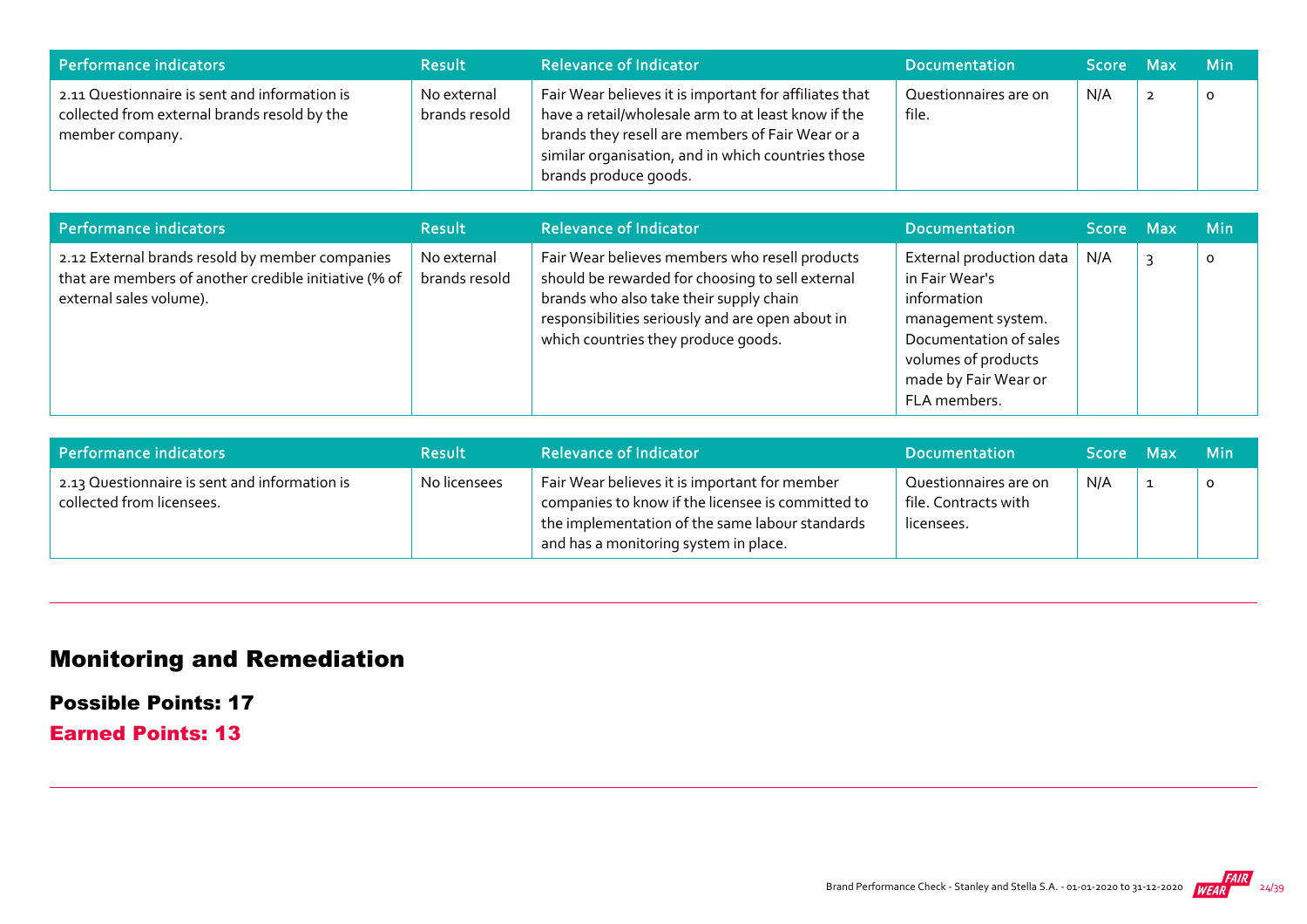| Performance indicators | Result | Relevance of Indicator | Documentation | Score | Max | Min |
|---|---|---|---|---|---|---|
| 2.11 Questionnaire is sent and information is collected from external brands resold by the member company. | No external brands resold | Fair Wear believes it is important for affiliates that have a retail/wholesale arm to at least know if the brands they resell are members of Fair Wear or a similar organisation, and in which countries those brands produce goods. | Questionnaires are on file. | N/A | 2 | 0 |

| Performance indicators | Result | Relevance of Indicator | Documentation | Score | Max | Min |
|---|---|---|---|---|---|---|
| 2.12 External brands resold by member companies that are members of another credible initiative (% of external sales volume). | No external brands resold | Fair Wear believes members who resell products should be rewarded for choosing to sell external brands who also take their supply chain responsibilities seriously and are open about in which countries they produce goods. | External production data in Fair Wear's information management system. Documentation of sales volumes of products made by Fair Wear or FLA members. | N/A | 3 | 0 |

| Performance indicators | Result | Relevance of Indicator | Documentation | Score | Max | Min |
|---|---|---|---|---|---|---|
| 2.13 Questionnaire is sent and information is collected from licensees. | No licensees | Fair Wear believes it is important for member companies to know if the licensee is committed to the implementation of the same labour standards and has a monitoring system in place. | Questionnaires are on file. Contracts with licensees. | N/A | 1 | 0 |

## Monitoring and Remediation

**Possible Points: 17**

**Earned Points: 13**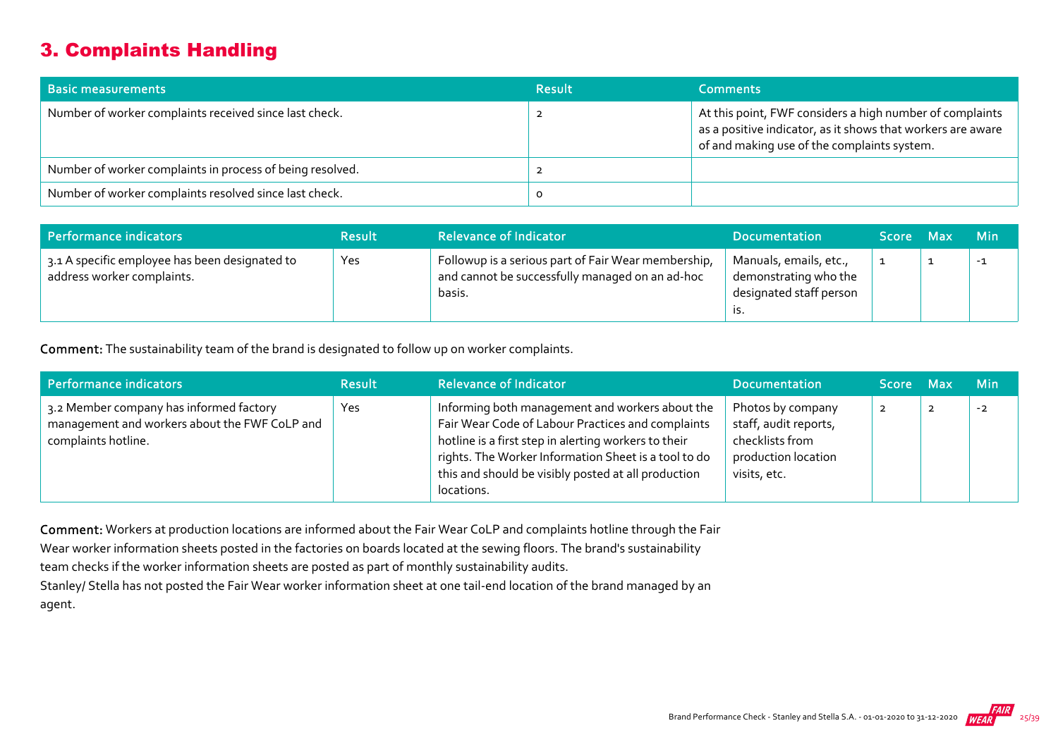## 3. Complaints Handling

| Basic measurements | Result | Comments |
| --- | --- | --- |
| Number of worker complaints received since last check. | 2 | At this point, FWF considers a high number of complaints as a positive indicator, as it shows that workers are aware of and making use of the complaints system. |
| Number of worker complaints in process of being resolved. | 2 | |
| Number of worker complaints resolved since last check. | 0 | |

| Performance indicators | Result | Relevance of Indicator | Documentation | Score | Max | Min |
| --- | --- | --- | --- | --- | --- | --- |
| 3.1 A specific employee has been designated to address worker complaints. | Yes | Followup is a serious part of Fair Wear membership, and cannot be successfully managed on an ad-hoc basis. | Manuals, emails, etc., demonstrating who the designated staff person is. | 1 | 1 | -1 |

**Comment:** The sustainability team of the brand is designated to follow up on worker complaints.

| Performance indicators | Result | Relevance of Indicator | Documentation | Score | Max | Min |
| --- | --- | --- | --- | --- | --- | --- |
| 3.2 Member company has informed factory management and workers about the FWF CoLP and complaints hotline. | Yes | Informing both management and workers about the Fair Wear Code of Labour Practices and complaints hotline is a first step in alerting workers to their rights. The Worker Information Sheet is a tool to do this and should be visibly posted at all production locations. | Photos by company staff, audit reports, checklists from production location visits, etc. | 2 | 2 | -2 |

**Comment:** Workers at production locations are informed about the Fair Wear CoLP and complaints hotline through the Fair Wear worker information sheets posted in the factories on boards located at the sewing floors. The brand's sustainability team checks if the worker information sheets are posted as part of monthly sustainability audits.
Stanley/ Stella has not posted the Fair Wear worker information sheet at one tail-end location of the brand managed by an agent.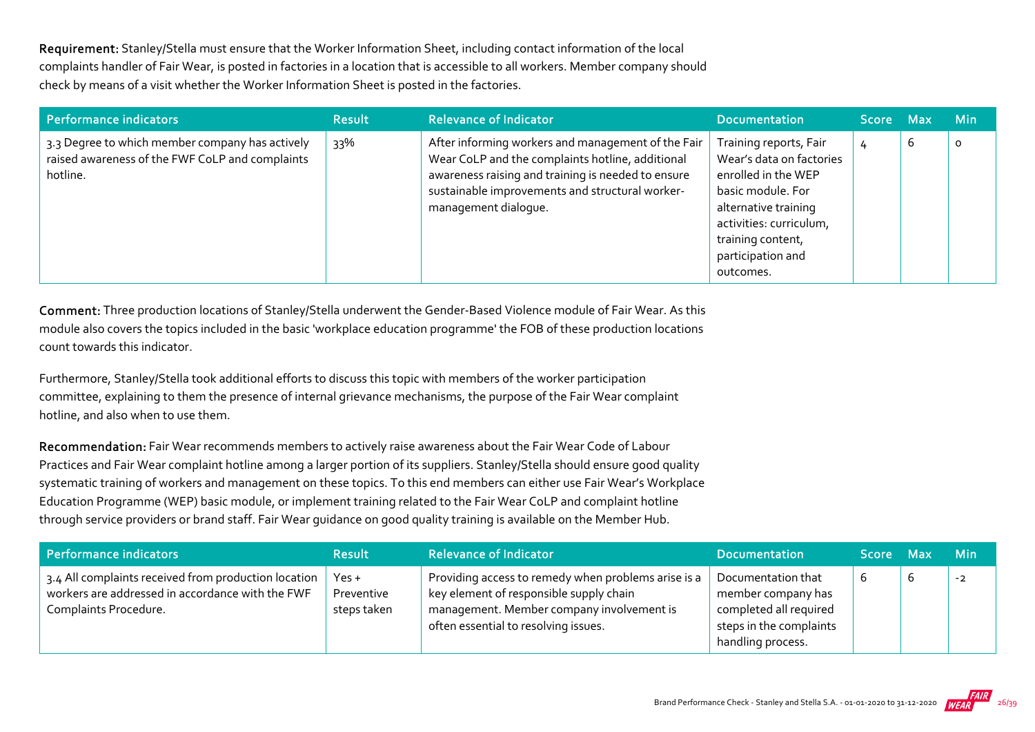**Requirement:** Stanley/Stella must ensure that the Worker Information Sheet, including contact information of the local complaints handler of Fair Wear, is posted in factories in a location that is accessible to all workers. Member company should check by means of a visit whether the Worker Information Sheet is posted in the factories.

| Performance indicators | Result | Relevance of Indicator | Documentation | Score | Max | Min |
|---|---|---|---|---|---|---|
| 3.3 Degree to which member company has actively raised awareness of the FWF CoLP and complaints hotline. | 33% | After informing workers and management of the Fair Wear CoLP and the complaints hotline, additional awareness raising and training is needed to ensure sustainable improvements and structural worker-management dialogue. | Training reports, Fair Wear's data on factories enrolled in the WEP basic module. For alternative training activities: curriculum, training content, participation and outcomes. | 4 | 6 | 0 |

**Comment:** Three production locations of Stanley/Stella underwent the Gender-Based Violence module of Fair Wear. As this module also covers the topics included in the basic 'workplace education programme' the FOB of these production locations count towards this indicator.

Furthermore, Stanley/Stella took additional efforts to discuss this topic with members of the worker participation committee, explaining to them the presence of internal grievance mechanisms, the purpose of the Fair Wear complaint hotline, and also when to use them.

**Recommendation:** Fair Wear recommends members to actively raise awareness about the Fair Wear Code of Labour Practices and Fair Wear complaint hotline among a larger portion of its suppliers. Stanley/Stella should ensure good quality systematic training of workers and management on these topics. To this end members can either use Fair Wear's Workplace Education Programme (WEP) basic module, or implement training related to the Fair Wear CoLP and complaint hotline through service providers or brand staff. Fair Wear guidance on good quality training is available on the Member Hub.

| Performance indicators | Result | Relevance of Indicator | Documentation | Score | Max | Min |
|---|---|---|---|---|---|---|
| 3.4 All complaints received from production location workers are addressed in accordance with the FWF Complaints Procedure. | Yes + Preventive steps taken | Providing access to remedy when problems arise is a key element of responsible supply chain management. Member company involvement is often essential to resolving issues. | Documentation that member company has completed all required steps in the complaints handling process. | 6 | 6 | -2 |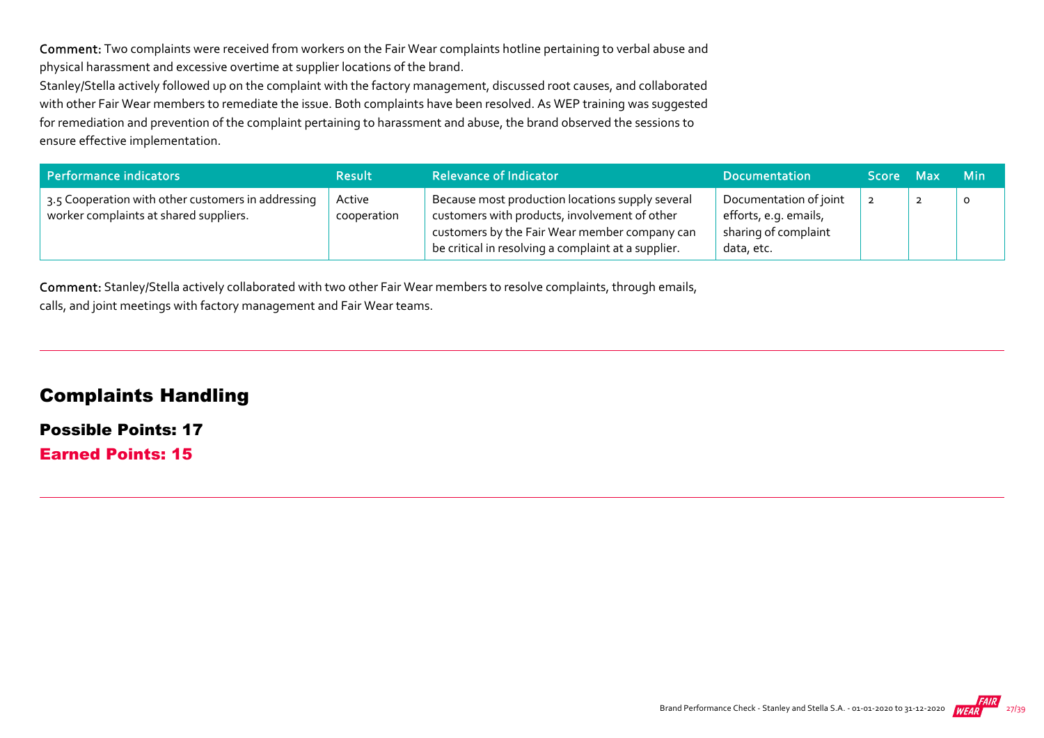**Comment:** Two complaints were received from workers on the Fair Wear complaints hotline pertaining to verbal abuse and physical harassment and excessive overtime at supplier locations of the brand.

Stanley/Stella actively followed up on the complaint with the factory management, discussed root causes, and collaborated with other Fair Wear members to remediate the issue. Both complaints have been resolved. As WEP training was suggested for remediation and prevention of the complaint pertaining to harassment and abuse, the brand observed the sessions to ensure effective implementation.

| Performance indicators | Result | Relevance of Indicator | Documentation | Score | Max | Min |
|---|---|---|---|---|---|---|
| 3.5 Cooperation with other customers in addressing worker complaints at shared suppliers. | Active cooperation | Because most production locations supply several customers with products, involvement of other customers by the Fair Wear member company can be critical in resolving a complaint at a supplier. | Documentation of joint efforts, e.g. emails, sharing of complaint data, etc. | 2 | 2 | 0 |

**Comment:** Stanley/Stella actively collaborated with two other Fair Wear members to resolve complaints, through emails, calls, and joint meetings with factory management and Fair Wear teams.

## Complaints Handling

### Possible Points: 17

### Earned Points: 15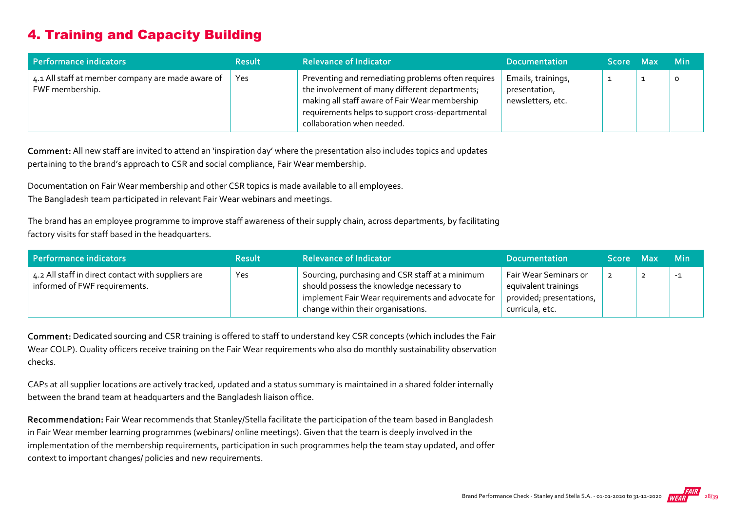## 4. Training and Capacity Building

| Performance indicators | Result | Relevance of Indicator | Documentation | Score | Max | Min |
|---|---|---|---|---|---|---|
| 4.1 All staff at member company are made aware of FWF membership. | Yes | Preventing and remediating problems often requires the involvement of many different departments; making all staff aware of Fair Wear membership requirements helps to support cross-departmental collaboration when needed. | Emails, trainings, presentation, newsletters, etc. | 1 | 1 | 0 |

**Comment:** All new staff are invited to attend an 'inspiration day' where the presentation also includes topics and updates pertaining to the brand's approach to CSR and social compliance, Fair Wear membership.

Documentation on Fair Wear membership and other CSR topics is made available to all employees.
The Bangladesh team participated in relevant Fair Wear webinars and meetings.

The brand has an employee programme to improve staff awareness of their supply chain, across departments, by facilitating factory visits for staff based in the headquarters.

| Performance indicators | Result | Relevance of Indicator | Documentation | Score | Max | Min |
|---|---|---|---|---|---|---|
| 4.2 All staff in direct contact with suppliers are informed of FWF requirements. | Yes | Sourcing, purchasing and CSR staff at a minimum should possess the knowledge necessary to implement Fair Wear requirements and advocate for change within their organisations. | Fair Wear Seminars or equivalent trainings provided; presentations, curricula, etc. | 2 | 2 | -1 |

**Comment:** Dedicated sourcing and CSR training is offered to staff to understand key CSR concepts (which includes the Fair Wear COLP). Quality officers receive training on the Fair Wear requirements who also do monthly sustainability observation checks.

CAPs at all supplier locations are actively tracked, updated and a status summary is maintained in a shared folder internally between the brand team at headquarters and the Bangladesh liaison office.

**Recommendation:** Fair Wear recommends that Stanley/Stella facilitate the participation of the team based in Bangladesh in Fair Wear member learning programmes (webinars/ online meetings). Given that the team is deeply involved in the implementation of the membership requirements, participation in such programmes help the team stay updated, and offer context to important changes/ policies and new requirements.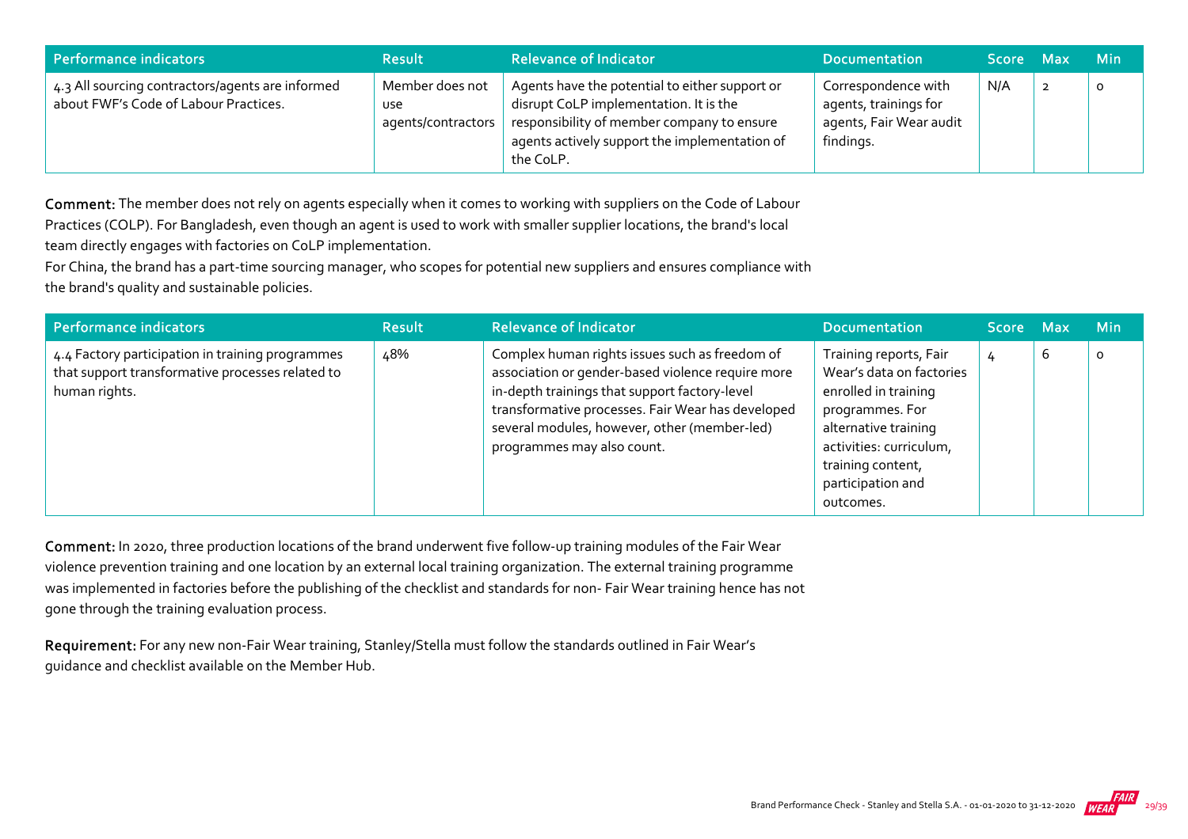| Performance indicators | Result | Relevance of Indicator | Documentation | Score | Max | Min |
|---|---|---|---|---|---|---|
| 4.3 All sourcing contractors/agents are informed about FWF's Code of Labour Practices. | Member does not use agents/contractors | Agents have the potential to either support or disrupt CoLP implementation. It is the responsibility of member company to ensure agents actively support the implementation of the CoLP. | Correspondence with agents, trainings for agents, Fair Wear audit findings. | N/A | 2 | 0 |

**Comment:** The member does not rely on agents especially when it comes to working with suppliers on the Code of Labour Practices (COLP). For Bangladesh, even though an agent is used to work with smaller supplier locations, the brand's local team directly engages with factories on CoLP implementation.
For China, the brand has a part-time sourcing manager, who scopes for potential new suppliers and ensures compliance with the brand's quality and sustainable policies.

| Performance indicators | Result | Relevance of Indicator | Documentation | Score | Max | Min |
|---|---|---|---|---|---|---|
| 4.4 Factory participation in training programmes that support transformative processes related to human rights. | 48% | Complex human rights issues such as freedom of association or gender-based violence require more in-depth trainings that support factory-level transformative processes. Fair Wear has developed several modules, however, other (member-led) programmes may also count. | Training reports, Fair Wear's data on factories enrolled in training programmes. For alternative training activities: curriculum, training content, participation and outcomes. | 4 | 6 | 0 |

**Comment:** In 2020, three production locations of the brand underwent five follow-up training modules of the Fair Wear violence prevention training and one location by an external local training organization. The external training programme was implemented in factories before the publishing of the checklist and standards for non- Fair Wear training hence has not gone through the training evaluation process.

**Requirement:** For any new non-Fair Wear training, Stanley/Stella must follow the standards outlined in Fair Wear's guidance and checklist available on the Member Hub.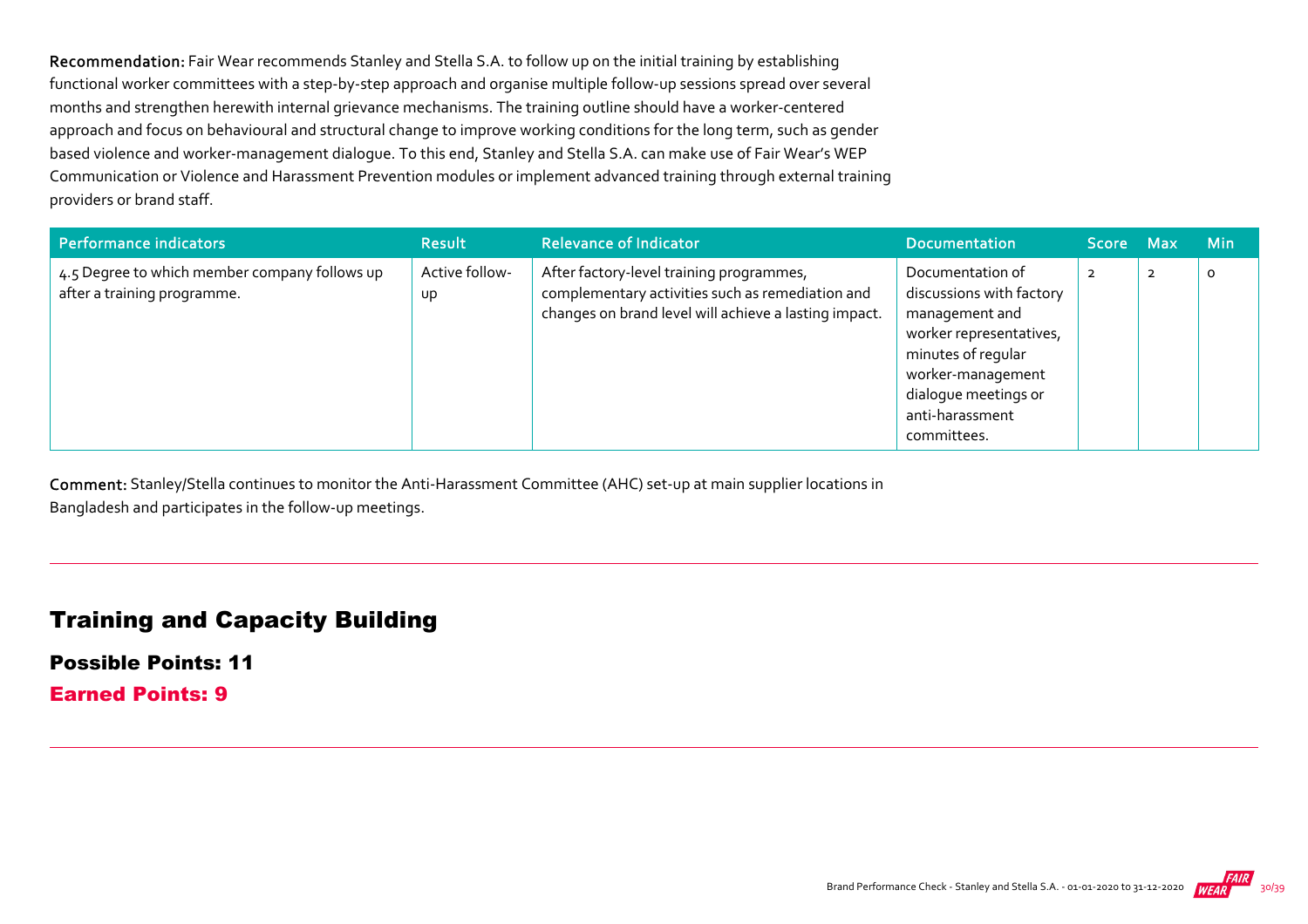**Recommendation:** Fair Wear recommends Stanley and Stella S.A. to follow up on the initial training by establishing functional worker committees with a step-by-step approach and organise multiple follow-up sessions spread over several months and strengthen herewith internal grievance mechanisms. The training outline should have a worker-centered approach and focus on behavioural and structural change to improve working conditions for the long term, such as gender based violence and worker-management dialogue. To this end, Stanley and Stella S.A. can make use of Fair Wear's WEP Communication or Violence and Harassment Prevention modules or implement advanced training through external training providers or brand staff.

| Performance indicators | Result | Relevance of Indicator | Documentation | Score | Max | Min |
| --- | --- | --- | --- | --- | --- | --- |
| 4.5 Degree to which member company follows up after a training programme. | Active follow-up | After factory-level training programmes, complementary activities such as remediation and changes on brand level will achieve a lasting impact. | Documentation of discussions with factory management and worker representatives, minutes of regular worker-management dialogue meetings or anti-harassment committees. | 2 | 2 | 0 |

**Comment:** Stanley/Stella continues to monitor the Anti-Harassment Committee (AHC) set-up at main supplier locations in Bangladesh and participates in the follow-up meetings.

## Training and Capacity Building

### Possible Points: 11

### Earned Points: 9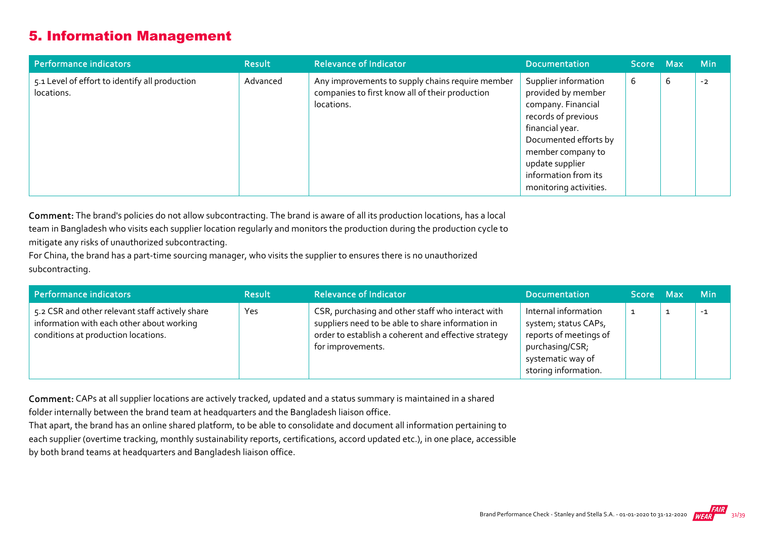## 5. Information Management

| Performance indicators | Result | Relevance of Indicator | Documentation | Score | Max | Min |
|---|---|---|---|---|---|---|
| 5.1 Level of effort to identify all production locations. | Advanced | Any improvements to supply chains require member companies to first know all of their production locations. | Supplier information provided by member company. Financial records of previous financial year. Documented efforts by member company to update supplier information from its monitoring activities. | 6 | 6 | -2 |

**Comment:** The brand's policies do not allow subcontracting. The brand is aware of all its production locations, has a local team in Bangladesh who visits each supplier location regularly and monitors the production during the production cycle to mitigate any risks of unauthorized subcontracting.
For China, the brand has a part-time sourcing manager, who visits the supplier to ensures there is no unauthorized subcontracting.

| Performance indicators | Result | Relevance of Indicator | Documentation | Score | Max | Min |
|---|---|---|---|---|---|---|
| 5.2 CSR and other relevant staff actively share information with each other about working conditions at production locations. | Yes | CSR, purchasing and other staff who interact with suppliers need to be able to share information in order to establish a coherent and effective strategy for improvements. | Internal information system; status CAPs, reports of meetings of purchasing/CSR; systematic way of storing information. | 1 | 1 | -1 |

**Comment:** CAPs at all supplier locations are actively tracked, updated and a status summary is maintained in a shared folder internally between the brand team at headquarters and the Bangladesh liaison office.
That apart, the brand has an online shared platform, to be able to consolidate and document all information pertaining to each supplier (overtime tracking, monthly sustainability reports, certifications, accord updated etc.), in one place, accessible by both brand teams at headquarters and Bangladesh liaison office.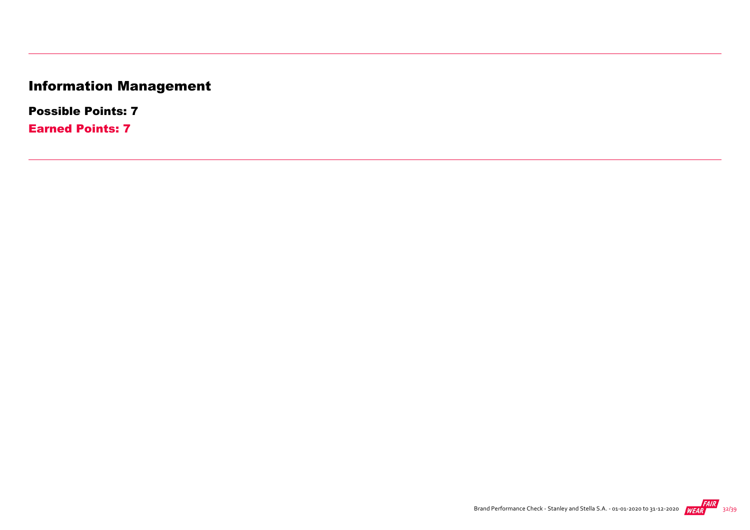# Information Management

**Possible Points: 7**

**Earned Points: 7**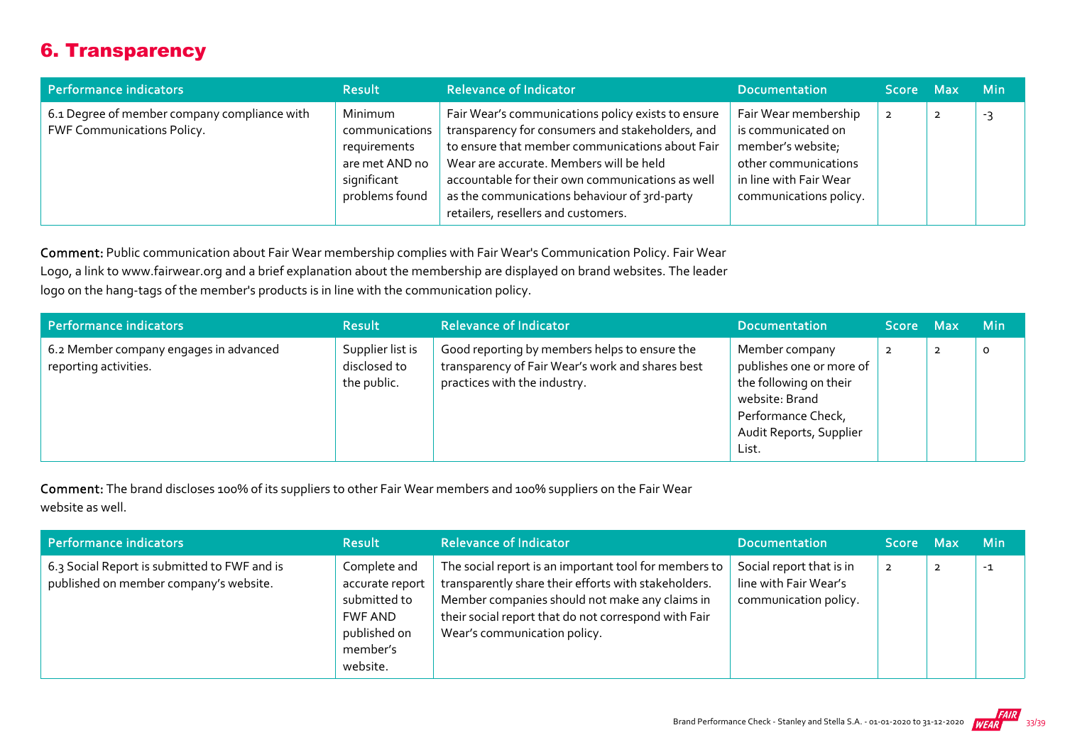## 6. Transparency

| Performance indicators | Result | Relevance of Indicator | Documentation | Score | Max | Min |
|---|---|---|---|---|---|---|
| 6.1 Degree of member company compliance with FWF Communications Policy. | Minimum communications requirements are met AND no significant problems found | Fair Wear's communications policy exists to ensure transparency for consumers and stakeholders, and to ensure that member communications about Fair Wear are accurate. Members will be held accountable for their own communications as well as the communications behaviour of 3rd-party retailers, resellers and customers. | Fair Wear membership is communicated on member's website; other communications in line with Fair Wear communications policy. | 2 | 2 | -3 |

**Comment:** Public communication about Fair Wear membership complies with Fair Wear's Communication Policy. Fair Wear Logo, a link to www.fairwear.org and a brief explanation about the membership are displayed on brand websites. The leader logo on the hang-tags of the member's products is in line with the communication policy.

| Performance indicators | Result | Relevance of Indicator | Documentation | Score | Max | Min |
|---|---|---|---|---|---|---|
| 6.2 Member company engages in advanced reporting activities. | Supplier list is disclosed to the public. | Good reporting by members helps to ensure the transparency of Fair Wear's work and shares best practices with the industry. | Member company publishes one or more of the following on their website: Brand Performance Check, Audit Reports, Supplier List. | 2 | 2 | 0 |

**Comment:** The brand discloses 100% of its suppliers to other Fair Wear members and 100% suppliers on the Fair Wear website as well.

| Performance indicators | Result | Relevance of Indicator | Documentation | Score | Max | Min |
|---|---|---|---|---|---|---|
| 6.3 Social Report is submitted to FWF and is published on member company's website. | Complete and accurate report submitted to FWF AND published on member's website. | The social report is an important tool for members to transparently share their efforts with stakeholders. Member companies should not make any claims in their social report that do not correspond with Fair Wear's communication policy. | Social report that is in line with Fair Wear's communication policy. | 2 | 2 | -1 |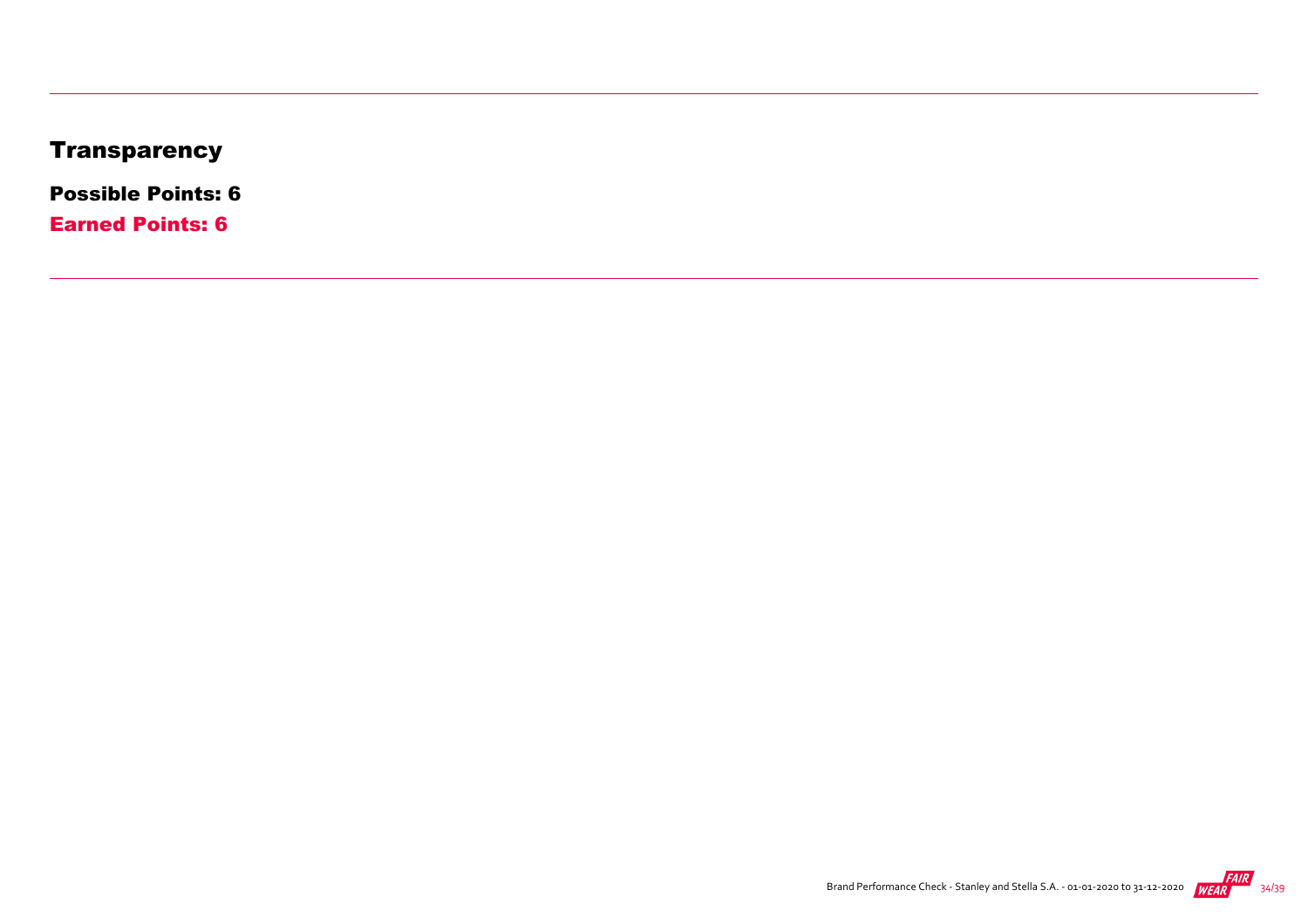## Transparency

**Possible Points: 6**

**Earned Points: 6**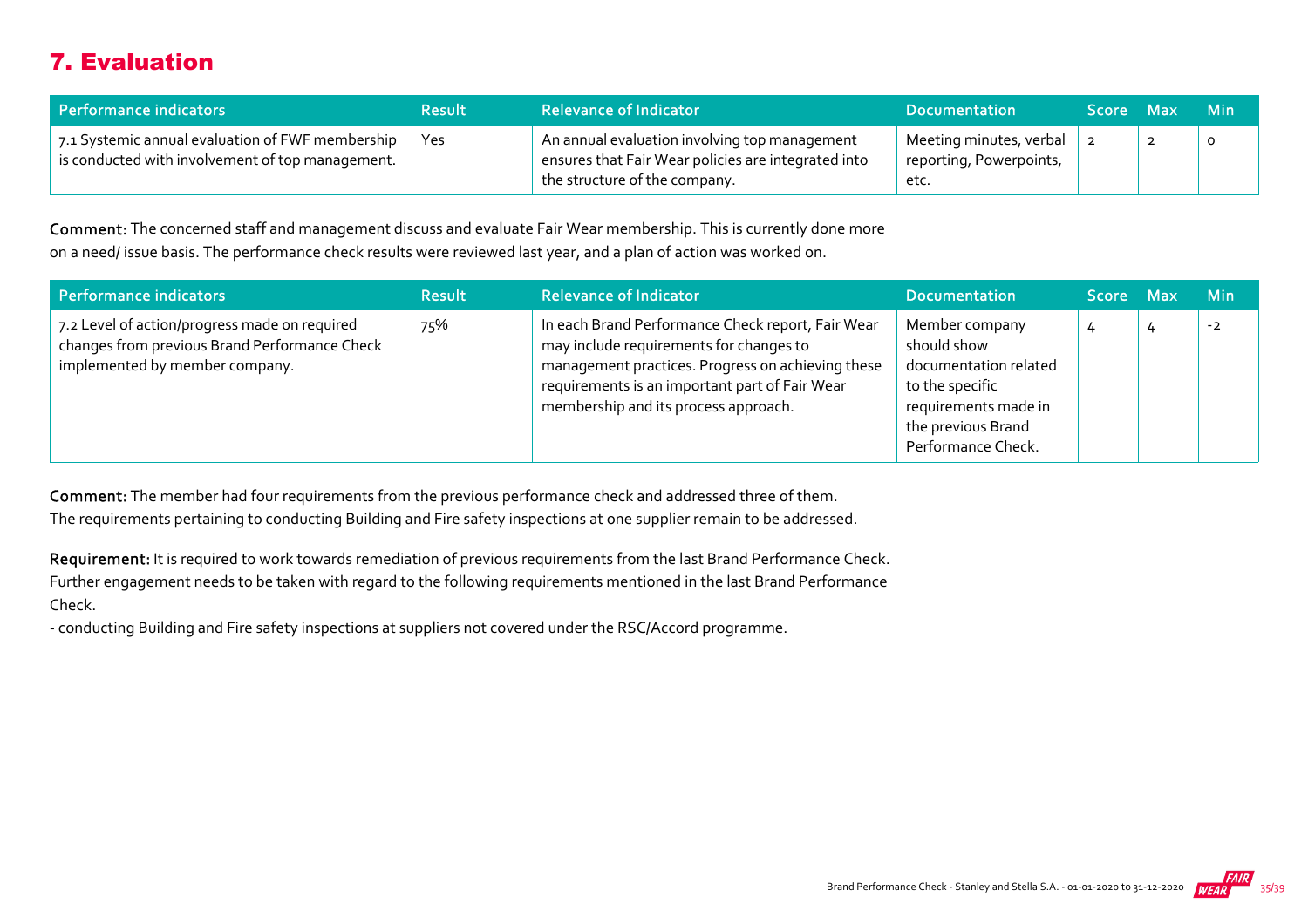## 7. Evaluation

| Performance indicators | Result | Relevance of Indicator | Documentation | Score | Max | Min |
|---|---|---|---|---|---|---|
| 7.1 Systemic annual evaluation of FWF membership is conducted with involvement of top management. | Yes | An annual evaluation involving top management ensures that Fair Wear policies are integrated into the structure of the company. | Meeting minutes, verbal reporting, Powerpoints, etc. | 2 | 2 | 0 |

**Comment:** The concerned staff and management discuss and evaluate Fair Wear membership. This is currently done more on a need/ issue basis. The performance check results were reviewed last year, and a plan of action was worked on.

| Performance indicators | Result | Relevance of Indicator | Documentation | Score | Max | Min |
|---|---|---|---|---|---|---|
| 7.2 Level of action/progress made on required changes from previous Brand Performance Check implemented by member company. | 75% | In each Brand Performance Check report, Fair Wear may include requirements for changes to management practices. Progress on achieving these requirements is an important part of Fair Wear membership and its process approach. | Member company should show documentation related to the specific requirements made in the previous Brand Performance Check. | 4 | 4 | -2 |

**Comment:** The member had four requirements from the previous performance check and addressed three of them. The requirements pertaining to conducting Building and Fire safety inspections at one supplier remain to be addressed.

**Requirement:** It is required to work towards remediation of previous requirements from the last Brand Performance Check. Further engagement needs to be taken with regard to the following requirements mentioned in the last Brand Performance Check.

- conducting Building and Fire safety inspections at suppliers not covered under the RSC/Accord programme.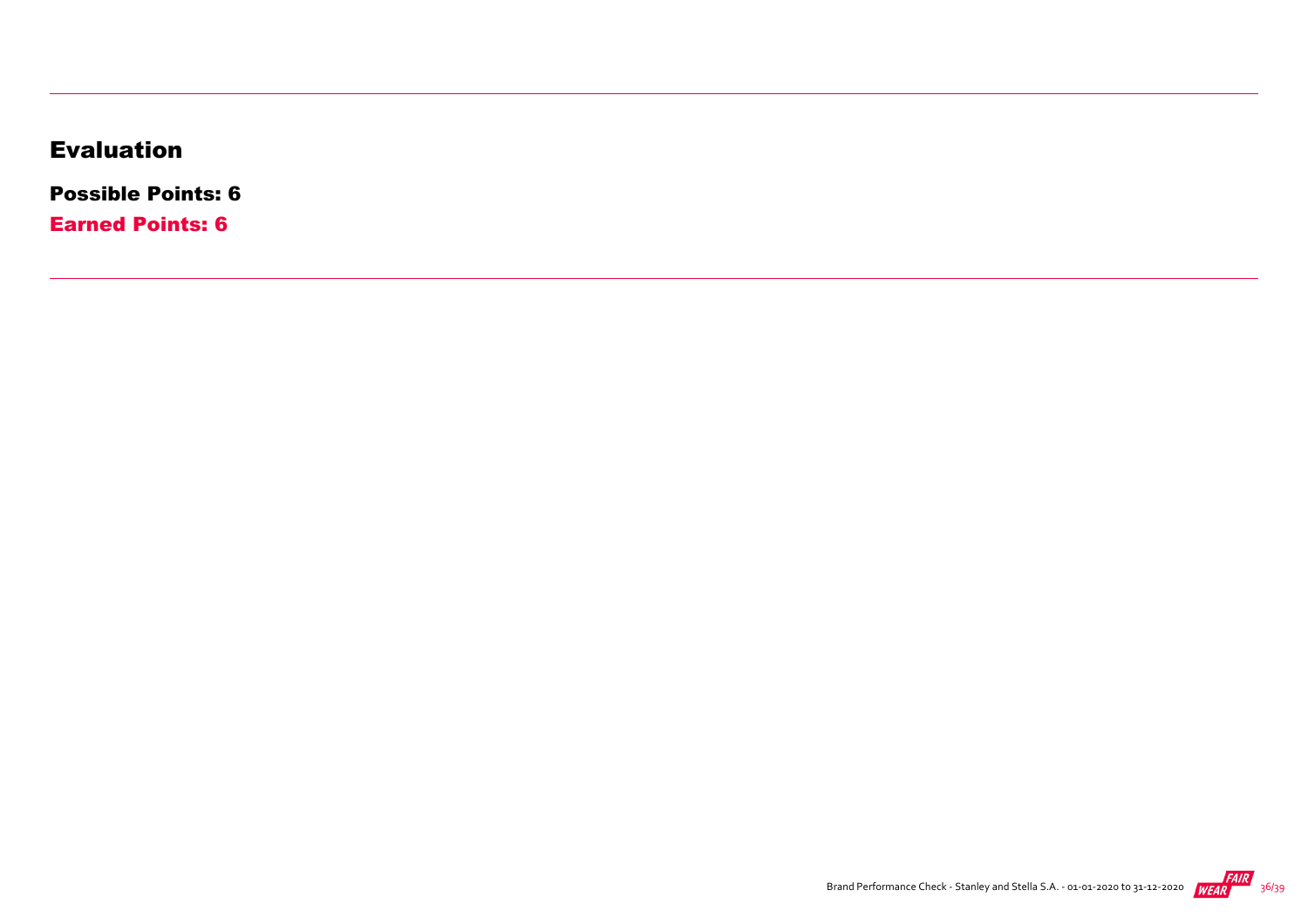## Evaluation

**Possible Points: 6**

**Earned Points: 6**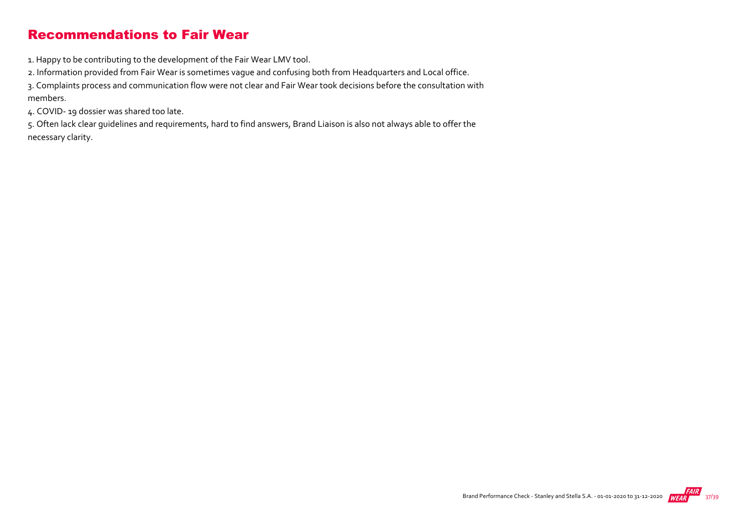## Recommendations to Fair Wear

1. Happy to be contributing to the development of the Fair Wear LMV tool.
2. Information provided from Fair Wear is sometimes vague and confusing both from Headquarters and Local office.
3. Complaints process and communication flow were not clear and Fair Wear took decisions before the consultation with members.
4. COVID- 19 dossier was shared too late.
5. Often lack clear guidelines and requirements, hard to find answers, Brand Liaison is also not always able to offer the necessary clarity.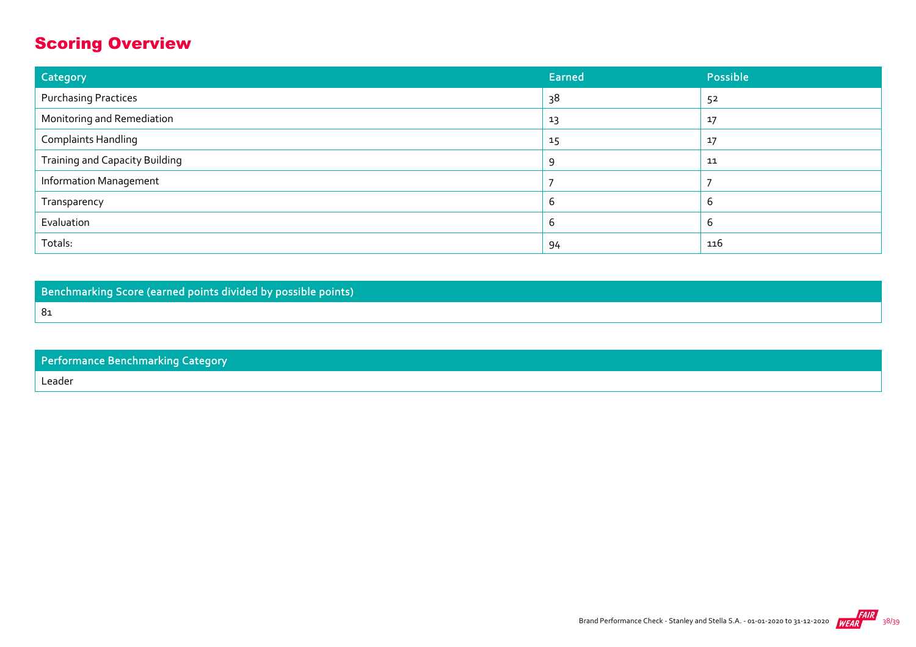## Scoring Overview

| Category | Earned | Possible |
|---|---|---|
| Purchasing Practices | 38 | 52 |
| Monitoring and Remediation | 13 | 17 |
| Complaints Handling | 15 | 17 |
| Training and Capacity Building | 9 | 11 |
| Information Management | 7 | 7 |
| Transparency | 6 | 6 |
| Evaluation | 6 | 6 |
| Totals: | 94 | 116 |

| Benchmarking Score (earned points divided by possible points) |
|---|
| 81 |

| Performance Benchmarking Category |
|---|
| Leader |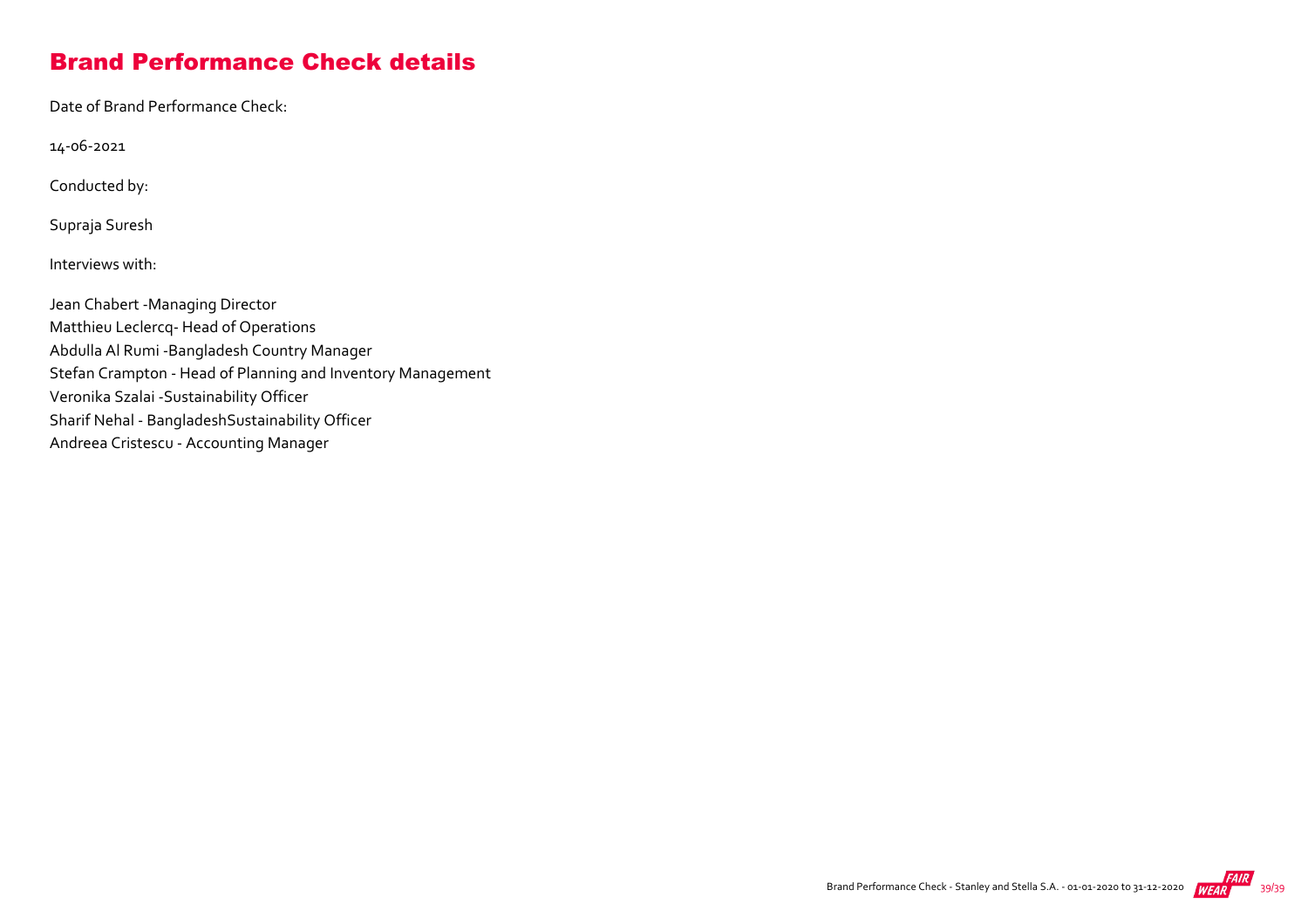## Brand Performance Check details

Date of Brand Performance Check:

14-06-2021

Conducted by:

Supraja Suresh

Interviews with:

Jean Chabert -Managing Director
Matthieu Leclercq- Head of Operations
Abdulla Al Rumi -Bangladesh Country Manager
Stefan Crampton - Head of Planning and Inventory Management
Veronika Szalai -Sustainability Officer
Sharif Nehal - BangladeshSustainability Officer
Andreea Cristescu - Accounting Manager